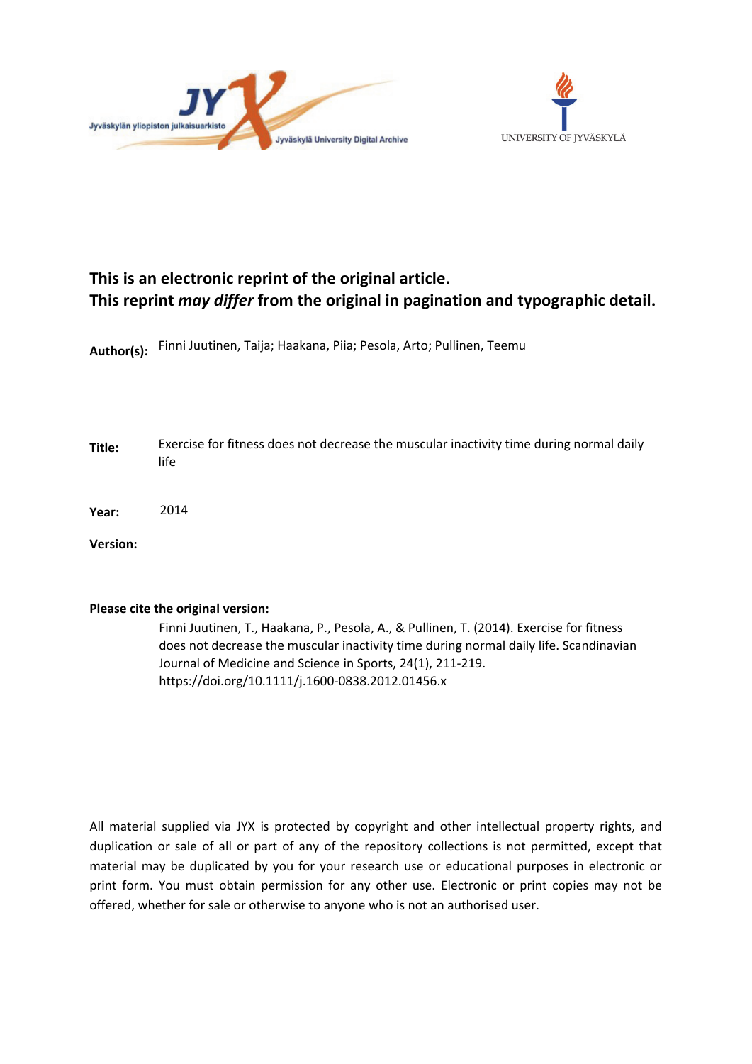Jyväskylän yliopiston julkaisuarkisto — Jyväskylä University Digital Archive

UNIVERSITY OF JYVÄSKYLÄ

**This is an electronic reprint of the original article.**
**This reprint *may differ* from the original in pagination and typographic detail.**

**Author(s):** Finni Juutinen, Taija; Haakana, Piia; Pesola, Arto; Pullinen, Teemu

**Title:** Exercise for fitness does not decrease the muscular inactivity time during normal daily life

**Year:** 2014

**Version:**

**Please cite the original version:**

Finni Juutinen, T., Haakana, P., Pesola, A., & Pullinen, T. (2014). Exercise for fitness does not decrease the muscular inactivity time during normal daily life. Scandinavian Journal of Medicine and Science in Sports, 24(1), 211-219. https://doi.org/10.1111/j.1600-0838.2012.01456.x

All material supplied via JYX is protected by copyright and other intellectual property rights, and duplication or sale of all or part of any of the repository collections is not permitted, except that material may be duplicated by you for your research use or educational purposes in electronic or print form. You must obtain permission for any other use. Electronic or print copies may not be offered, whether for sale or otherwise to anyone who is not an authorised user.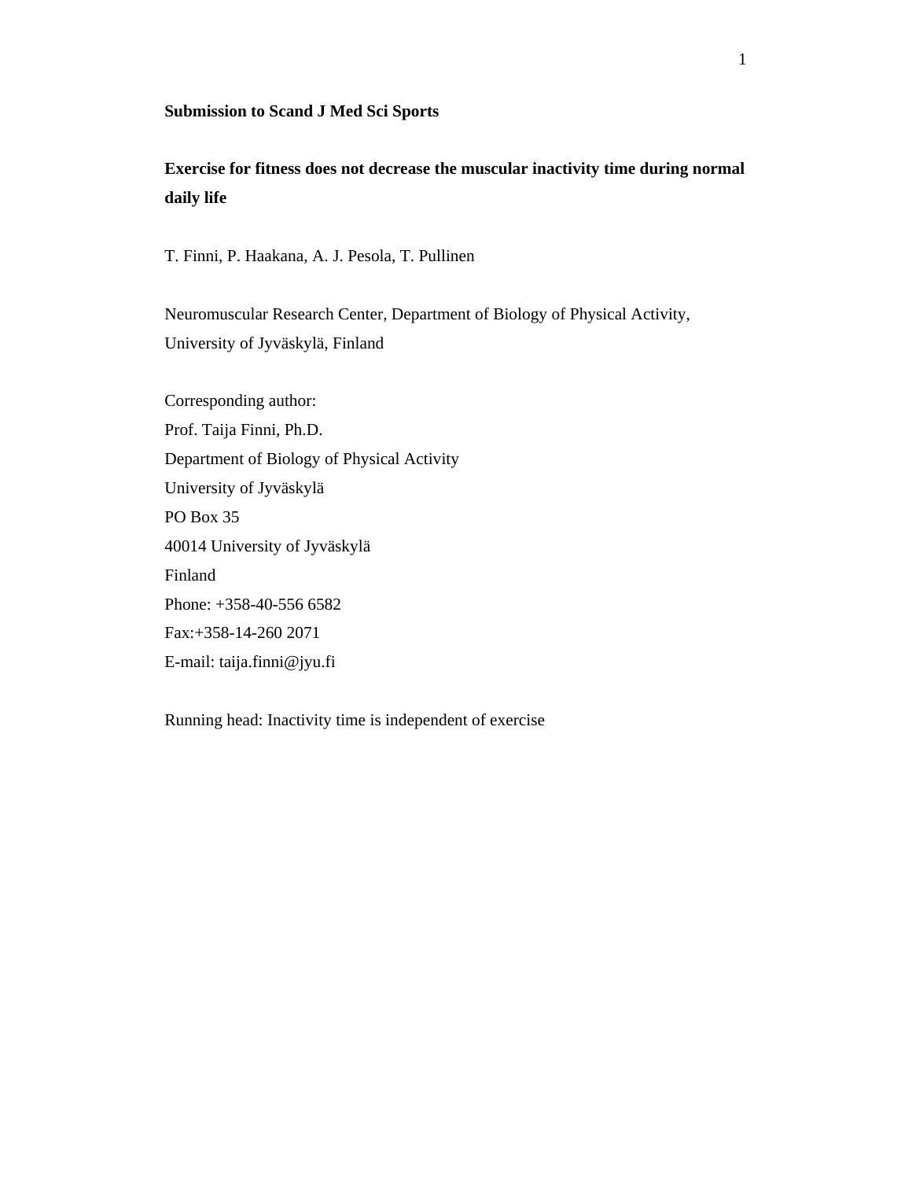**Submission to Scand J Med Sci Sports**

# Exercise for fitness does not decrease the muscular inactivity time during normal daily life

T. Finni, P. Haakana, A. J. Pesola, T. Pullinen

Neuromuscular Research Center, Department of Biology of Physical Activity, University of Jyväskylä, Finland

Corresponding author:
Prof. Taija Finni, Ph.D.
Department of Biology of Physical Activity
University of Jyväskylä
PO Box 35
40014 University of Jyväskylä
Finland
Phone: +358-40-556 6582
Fax:+358-14-260 2071
E-mail: taija.finni@jyu.fi

Running head: Inactivity time is independent of exercise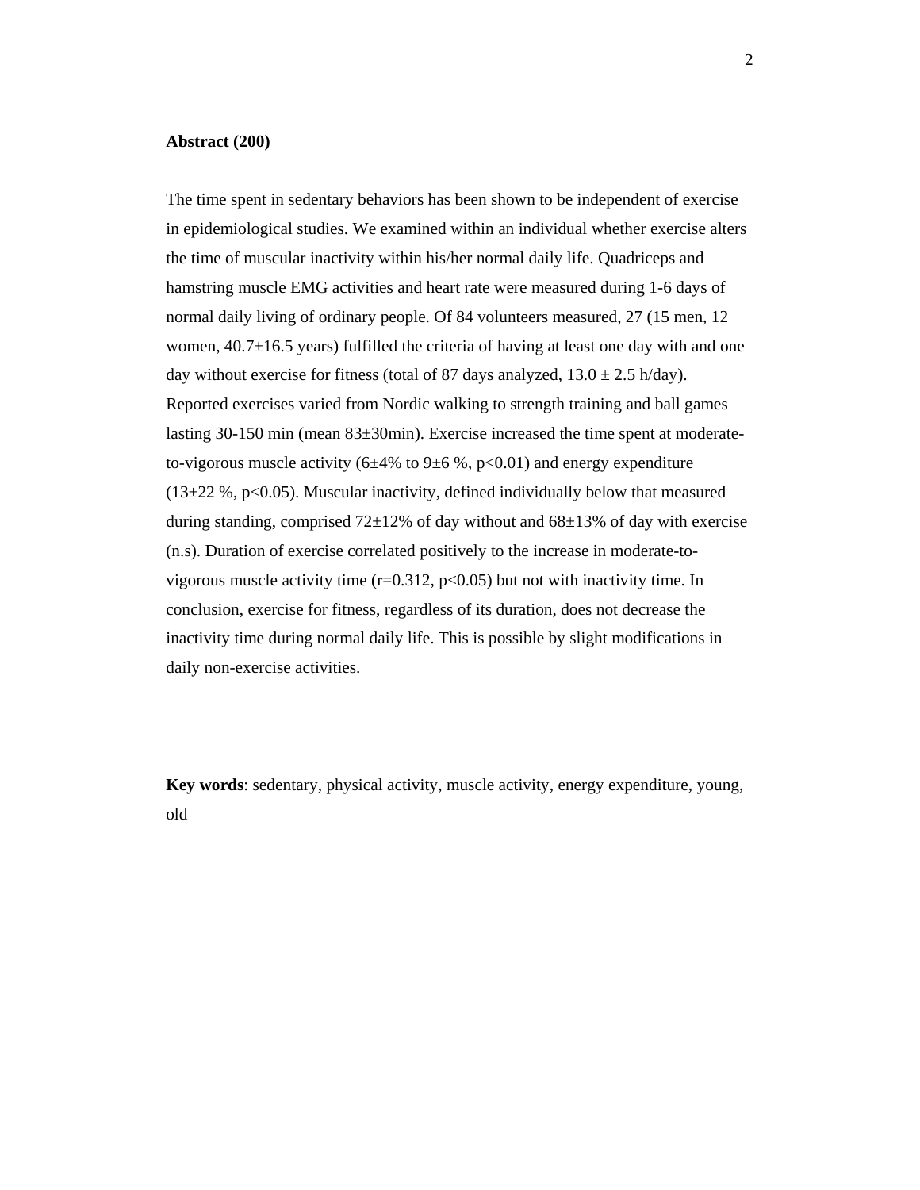**Abstract (200)**

The time spent in sedentary behaviors has been shown to be independent of exercise in epidemiological studies. We examined within an individual whether exercise alters the time of muscular inactivity within his/her normal daily life. Quadriceps and hamstring muscle EMG activities and heart rate were measured during 1-6 days of normal daily living of ordinary people. Of 84 volunteers measured, 27 (15 men, 12 women, 40.7±16.5 years) fulfilled the criteria of having at least one day with and one day without exercise for fitness (total of 87 days analyzed, 13.0 ± 2.5 h/day). Reported exercises varied from Nordic walking to strength training and ball games lasting 30-150 min (mean 83±30min). Exercise increased the time spent at moderate-to-vigorous muscle activity (6±4% to 9±6 %, $p<0.01$) and energy expenditure (13±22 %, $p<0.05$). Muscular inactivity, defined individually below that measured during standing, comprised 72±12% of day without and 68±13% of day with exercise (n.s). Duration of exercise correlated positively to the increase in moderate-to-vigorous muscle activity time ($r=0.312$, $p<0.05$) but not with inactivity time. In conclusion, exercise for fitness, regardless of its duration, does not decrease the inactivity time during normal daily life. This is possible by slight modifications in daily non-exercise activities.

**Key words**: sedentary, physical activity, muscle activity, energy expenditure, young, old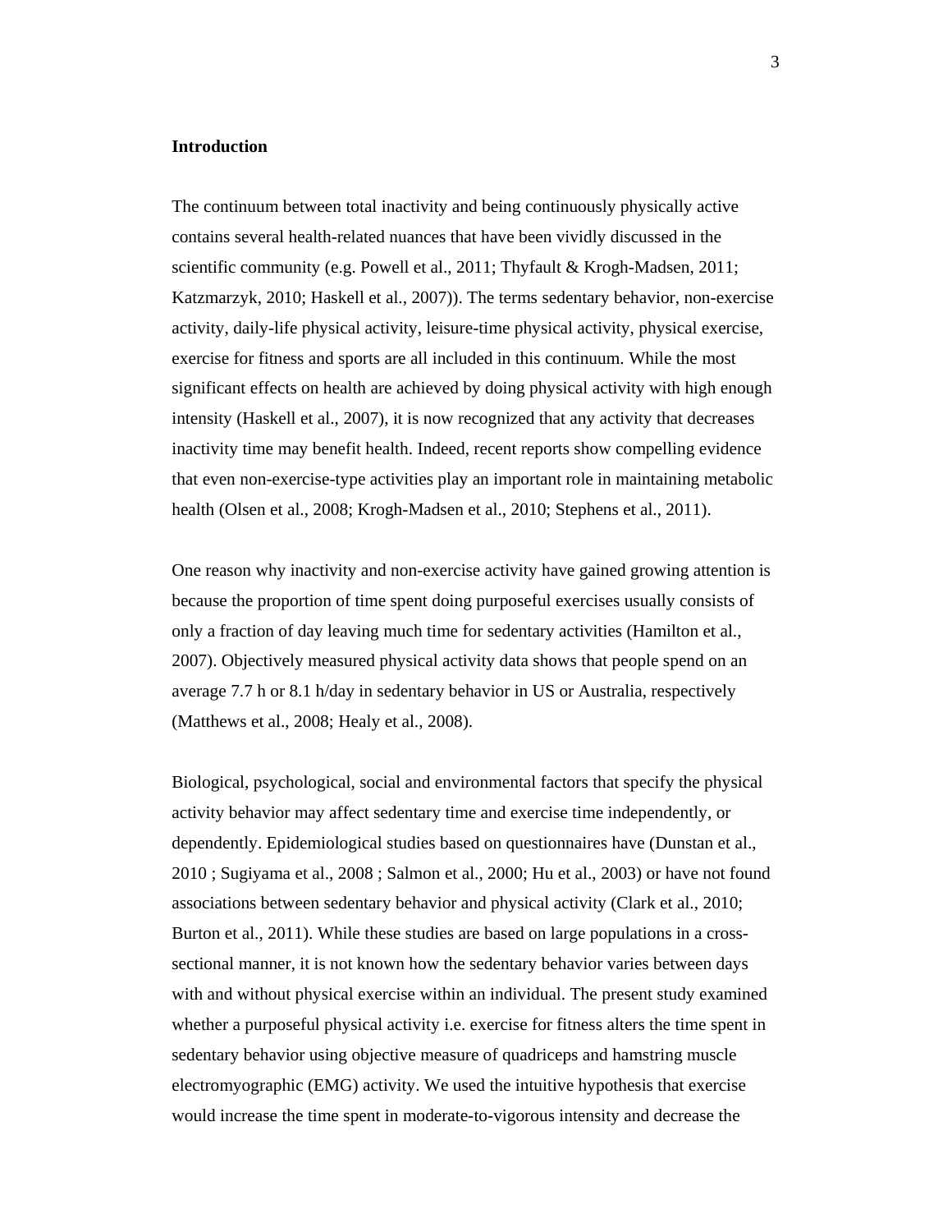## Introduction

The continuum between total inactivity and being continuously physically active contains several health-related nuances that have been vividly discussed in the scientific community (e.g. Powell et al., 2011; Thyfault & Krogh-Madsen, 2011; Katzmarzyk, 2010; Haskell et al., 2007)). The terms sedentary behavior, non-exercise activity, daily-life physical activity, leisure-time physical activity, physical exercise, exercise for fitness and sports are all included in this continuum. While the most significant effects on health are achieved by doing physical activity with high enough intensity (Haskell et al., 2007), it is now recognized that any activity that decreases inactivity time may benefit health. Indeed, recent reports show compelling evidence that even non-exercise-type activities play an important role in maintaining metabolic health (Olsen et al., 2008; Krogh-Madsen et al., 2010; Stephens et al., 2011).

One reason why inactivity and non-exercise activity have gained growing attention is because the proportion of time spent doing purposeful exercises usually consists of only a fraction of day leaving much time for sedentary activities (Hamilton et al., 2007). Objectively measured physical activity data shows that people spend on an average 7.7 h or 8.1 h/day in sedentary behavior in US or Australia, respectively (Matthews et al., 2008; Healy et al., 2008).

Biological, psychological, social and environmental factors that specify the physical activity behavior may affect sedentary time and exercise time independently, or dependently. Epidemiological studies based on questionnaires have (Dunstan et al., 2010 ; Sugiyama et al., 2008 ; Salmon et al., 2000; Hu et al., 2003) or have not found associations between sedentary behavior and physical activity (Clark et al., 2010; Burton et al., 2011). While these studies are based on large populations in a cross-sectional manner, it is not known how the sedentary behavior varies between days with and without physical exercise within an individual. The present study examined whether a purposeful physical activity i.e. exercise for fitness alters the time spent in sedentary behavior using objective measure of quadriceps and hamstring muscle electromyographic (EMG) activity. We used the intuitive hypothesis that exercise would increase the time spent in moderate-to-vigorous intensity and decrease the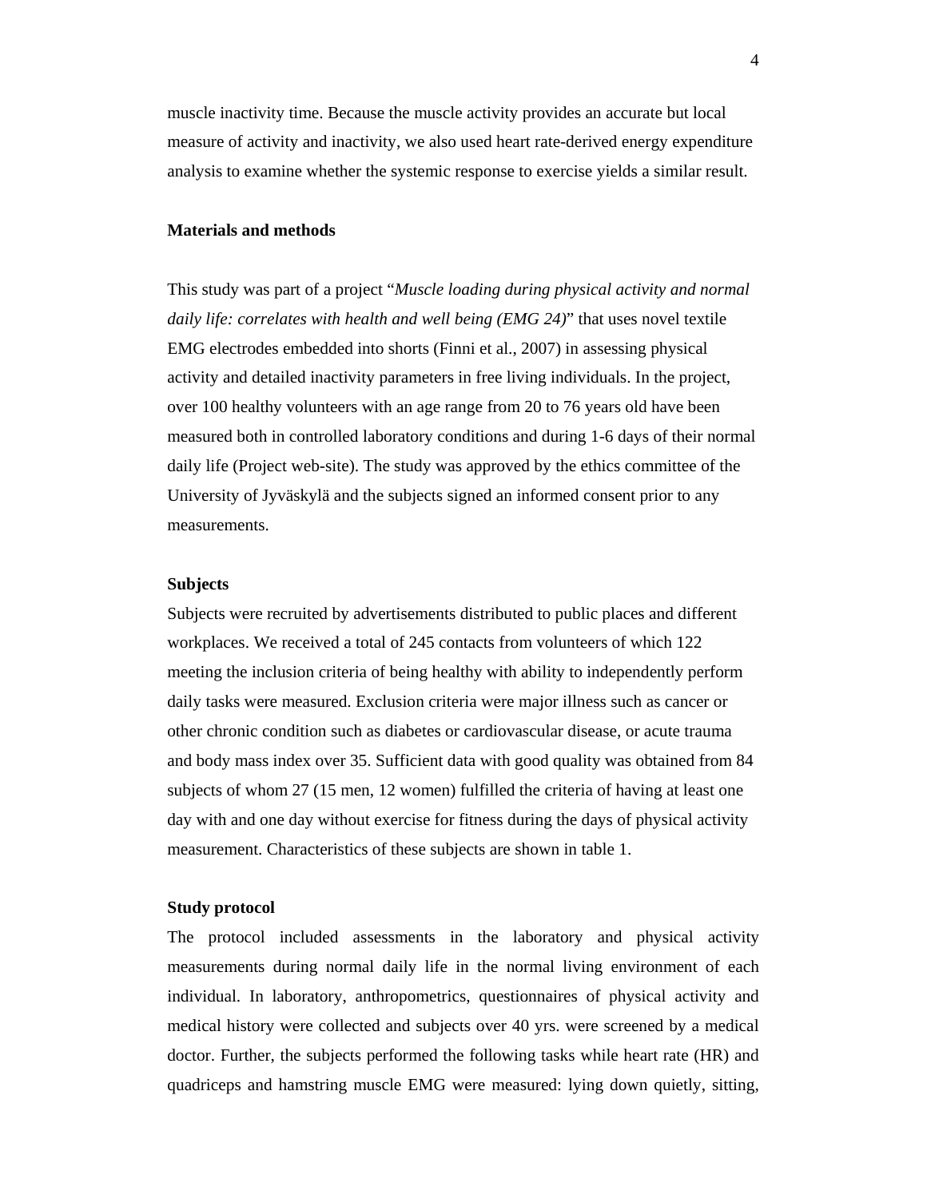muscle inactivity time. Because the muscle activity provides an accurate but local measure of activity and inactivity, we also used heart rate-derived energy expenditure analysis to examine whether the systemic response to exercise yields a similar result.

## Materials and methods

This study was part of a project "*Muscle loading during physical activity and normal daily life: correlates with health and well being (EMG 24)*" that uses novel textile EMG electrodes embedded into shorts (Finni et al., 2007) in assessing physical activity and detailed inactivity parameters in free living individuals. In the project, over 100 healthy volunteers with an age range from 20 to 76 years old have been measured both in controlled laboratory conditions and during 1-6 days of their normal daily life (Project web-site). The study was approved by the ethics committee of the University of Jyväskylä and the subjects signed an informed consent prior to any measurements.

### Subjects

Subjects were recruited by advertisements distributed to public places and different workplaces. We received a total of 245 contacts from volunteers of which 122 meeting the inclusion criteria of being healthy with ability to independently perform daily tasks were measured. Exclusion criteria were major illness such as cancer or other chronic condition such as diabetes or cardiovascular disease, or acute trauma and body mass index over 35. Sufficient data with good quality was obtained from 84 subjects of whom 27 (15 men, 12 women) fulfilled the criteria of having at least one day with and one day without exercise for fitness during the days of physical activity measurement. Characteristics of these subjects are shown in table 1.

### Study protocol

The protocol included assessments in the laboratory and physical activity measurements during normal daily life in the normal living environment of each individual. In laboratory, anthropometrics, questionnaires of physical activity and medical history were collected and subjects over 40 yrs. were screened by a medical doctor. Further, the subjects performed the following tasks while heart rate (HR) and quadriceps and hamstring muscle EMG were measured: lying down quietly, sitting,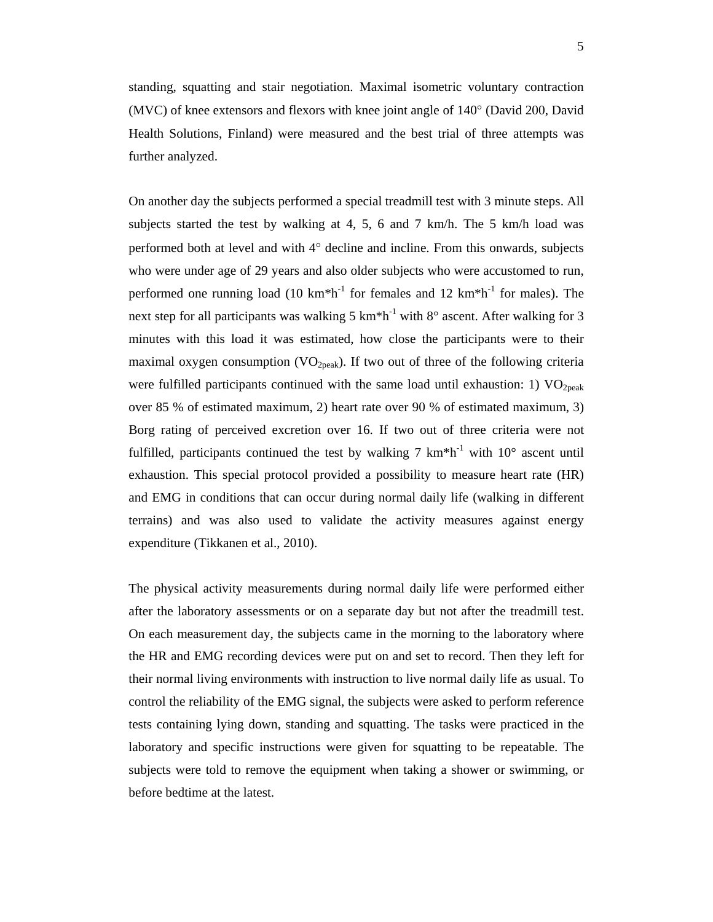standing, squatting and stair negotiation. Maximal isometric voluntary contraction (MVC) of knee extensors and flexors with knee joint angle of 140° (David 200, David Health Solutions, Finland) were measured and the best trial of three attempts was further analyzed.

On another day the subjects performed a special treadmill test with 3 minute steps. All subjects started the test by walking at 4, 5, 6 and 7 km/h. The 5 km/h load was performed both at level and with 4° decline and incline. From this onwards, subjects who were under age of 29 years and also older subjects who were accustomed to run, performed one running load (10 km*$h^{-1}$ for females and 12 km*$h^{-1}$ for males). The next step for all participants was walking 5 km*$h^{-1}$ with 8° ascent. After walking for 3 minutes with this load it was estimated, how close the participants were to their maximal oxygen consumption ($VO_{2peak}$). If two out of three of the following criteria were fulfilled participants continued with the same load until exhaustion: 1) $VO_{2peak}$ over 85 % of estimated maximum, 2) heart rate over 90 % of estimated maximum, 3) Borg rating of perceived excretion over 16. If two out of three criteria were not fulfilled, participants continued the test by walking 7 km*$h^{-1}$ with 10° ascent until exhaustion. This special protocol provided a possibility to measure heart rate (HR) and EMG in conditions that can occur during normal daily life (walking in different terrains) and was also used to validate the activity measures against energy expenditure (Tikkanen et al., 2010).

The physical activity measurements during normal daily life were performed either after the laboratory assessments or on a separate day but not after the treadmill test. On each measurement day, the subjects came in the morning to the laboratory where the HR and EMG recording devices were put on and set to record. Then they left for their normal living environments with instruction to live normal daily life as usual. To control the reliability of the EMG signal, the subjects were asked to perform reference tests containing lying down, standing and squatting. The tasks were practiced in the laboratory and specific instructions were given for squatting to be repeatable. The subjects were told to remove the equipment when taking a shower or swimming, or before bedtime at the latest.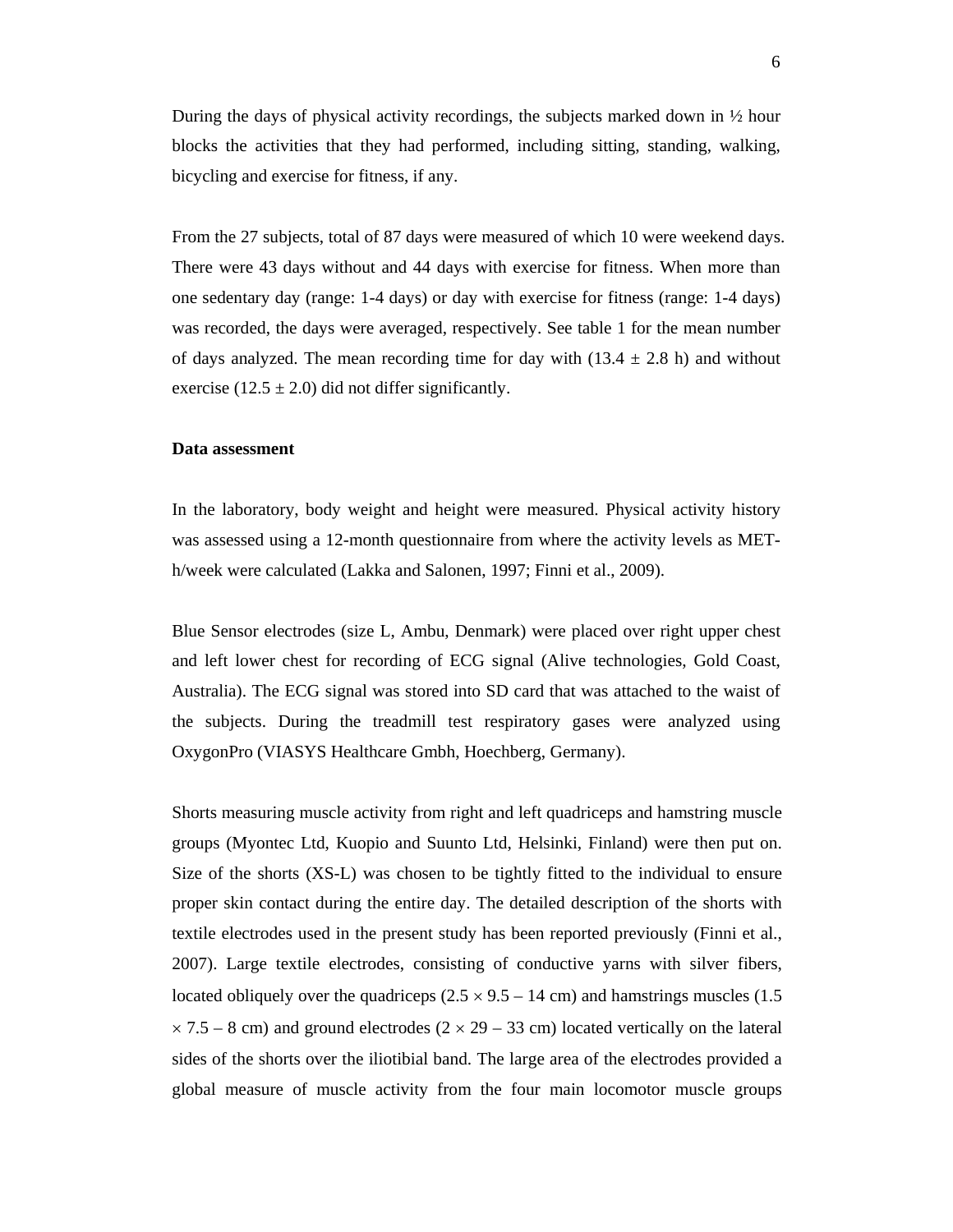During the days of physical activity recordings, the subjects marked down in ½ hour blocks the activities that they had performed, including sitting, standing, walking, bicycling and exercise for fitness, if any.

From the 27 subjects, total of 87 days were measured of which 10 were weekend days. There were 43 days without and 44 days with exercise for fitness. When more than one sedentary day (range: 1-4 days) or day with exercise for fitness (range: 1-4 days) was recorded, the days were averaged, respectively. See table 1 for the mean number of days analyzed. The mean recording time for day with (13.4 ± 2.8 h) and without exercise (12.5 ± 2.0) did not differ significantly.

**Data assessment**

In the laboratory, body weight and height were measured. Physical activity history was assessed using a 12-month questionnaire from where the activity levels as MET-h/week were calculated (Lakka and Salonen, 1997; Finni et al., 2009).

Blue Sensor electrodes (size L, Ambu, Denmark) were placed over right upper chest and left lower chest for recording of ECG signal (Alive technologies, Gold Coast, Australia). The ECG signal was stored into SD card that was attached to the waist of the subjects. During the treadmill test respiratory gases were analyzed using OxygonPro (VIASYS Healthcare Gmbh, Hoechberg, Germany).

Shorts measuring muscle activity from right and left quadriceps and hamstring muscle groups (Myontec Ltd, Kuopio and Suunto Ltd, Helsinki, Finland) were then put on. Size of the shorts (XS-L) was chosen to be tightly fitted to the individual to ensure proper skin contact during the entire day. The detailed description of the shorts with textile electrodes used in the present study has been reported previously (Finni et al., 2007). Large textile electrodes, consisting of conductive yarns with silver fibers, located obliquely over the quadriceps (2.5 × 9.5 – 14 cm) and hamstrings muscles (1.5 × 7.5 – 8 cm) and ground electrodes (2 × 29 – 33 cm) located vertically on the lateral sides of the shorts over the iliotibial band. The large area of the electrodes provided a global measure of muscle activity from the four main locomotor muscle groups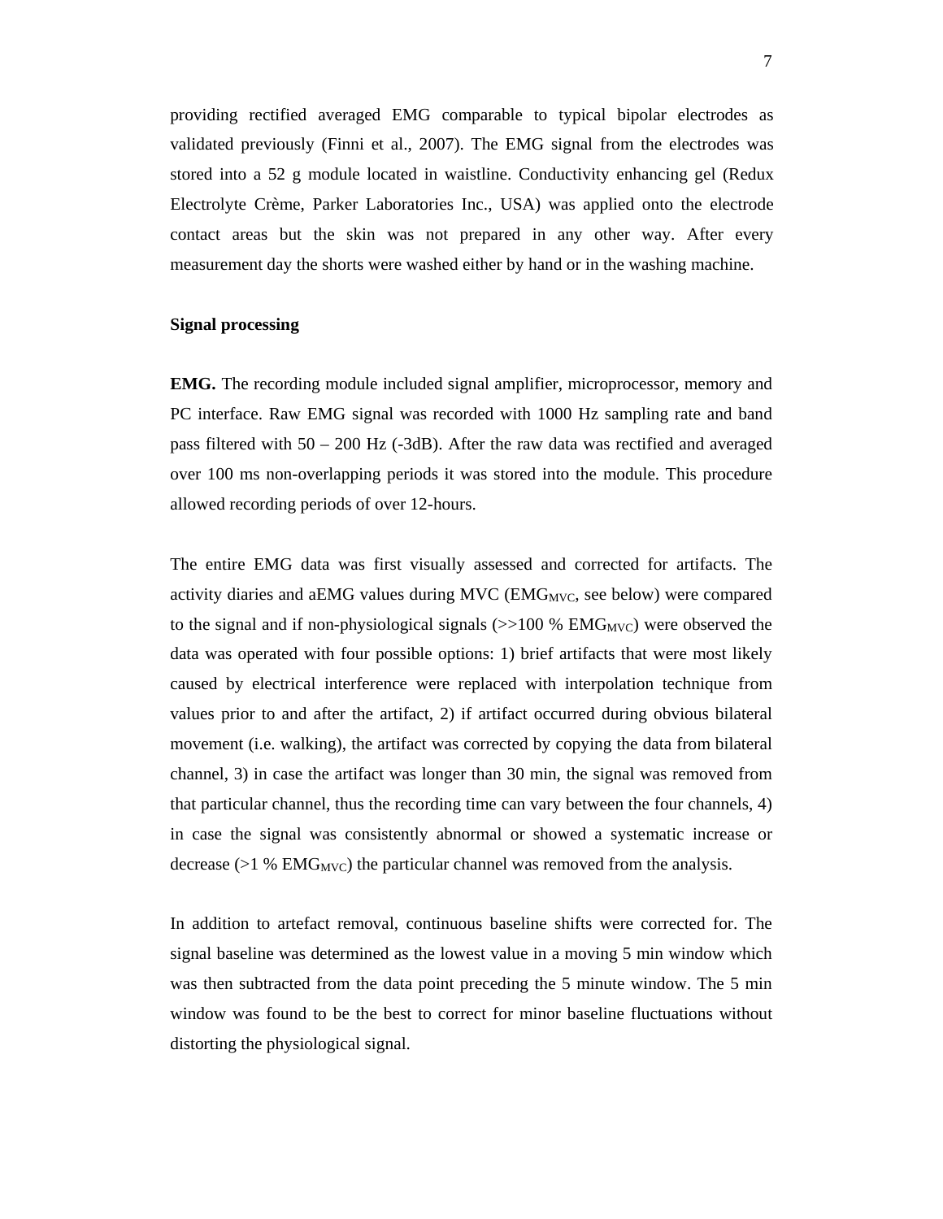providing rectified averaged EMG comparable to typical bipolar electrodes as validated previously (Finni et al., 2007). The EMG signal from the electrodes was stored into a 52 g module located in waistline. Conductivity enhancing gel (Redux Electrolyte Crème, Parker Laboratories Inc., USA) was applied onto the electrode contact areas but the skin was not prepared in any other way. After every measurement day the shorts were washed either by hand or in the washing machine.

**Signal processing**

**EMG.** The recording module included signal amplifier, microprocessor, memory and PC interface. Raw EMG signal was recorded with 1000 Hz sampling rate and band pass filtered with 50 – 200 Hz (-3dB). After the raw data was rectified and averaged over 100 ms non-overlapping periods it was stored into the module. This procedure allowed recording periods of over 12-hours.

The entire EMG data was first visually assessed and corrected for artifacts. The activity diaries and aEMG values during MVC ($EMG_{MVC}$, see below) were compared to the signal and if non-physiological signals (>>100 % $EMG_{MVC}$) were observed the data was operated with four possible options: 1) brief artifacts that were most likely caused by electrical interference were replaced with interpolation technique from values prior to and after the artifact, 2) if artifact occurred during obvious bilateral movement (i.e. walking), the artifact was corrected by copying the data from bilateral channel, 3) in case the artifact was longer than 30 min, the signal was removed from that particular channel, thus the recording time can vary between the four channels, 4) in case the signal was consistently abnormal or showed a systematic increase or decrease (>1 % $EMG_{MVC}$) the particular channel was removed from the analysis.

In addition to artefact removal, continuous baseline shifts were corrected for. The signal baseline was determined as the lowest value in a moving 5 min window which was then subtracted from the data point preceding the 5 minute window. The 5 min window was found to be the best to correct for minor baseline fluctuations without distorting the physiological signal.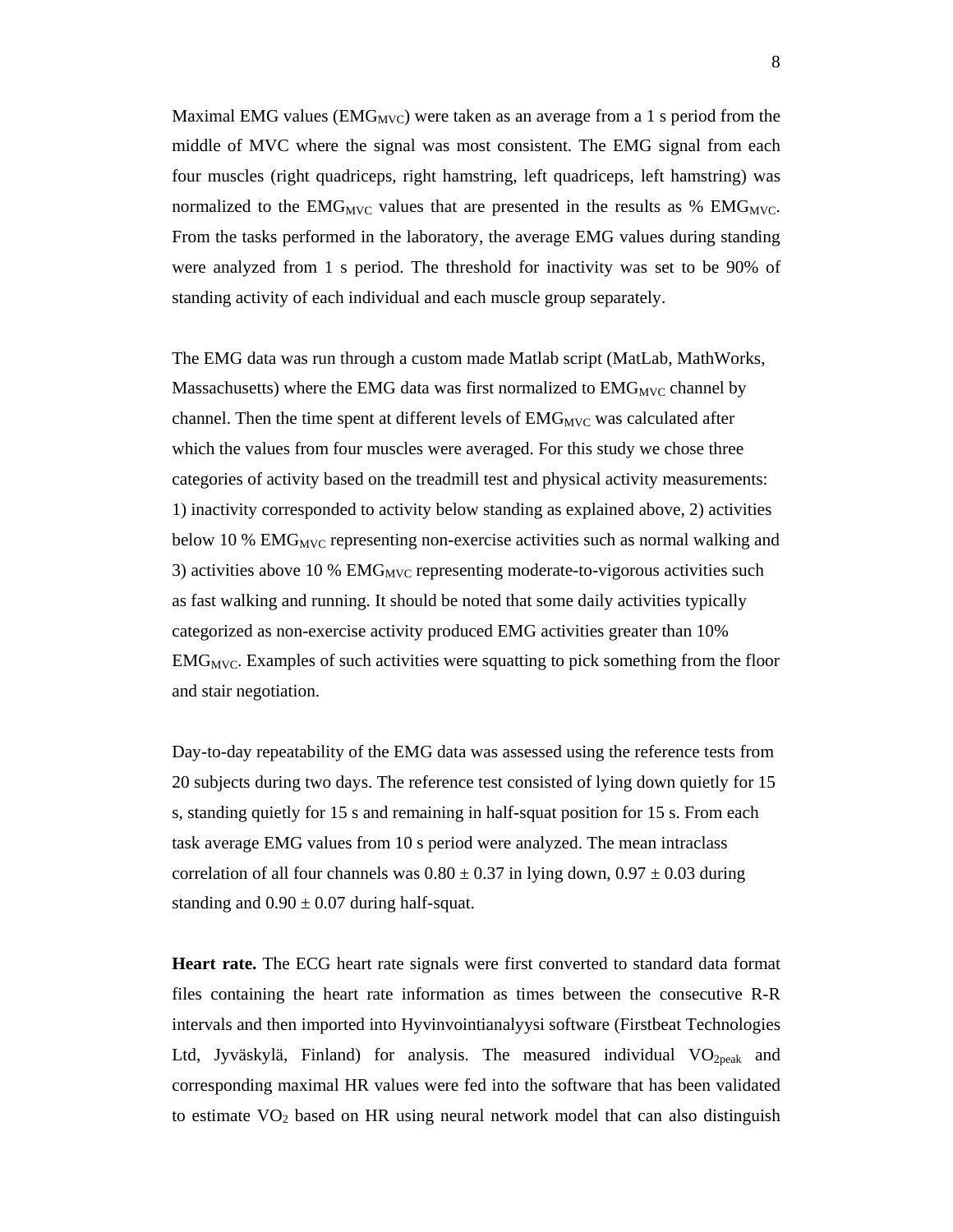Maximal EMG values ($EMG_{MVC}$) were taken as an average from a 1 s period from the middle of MVC where the signal was most consistent. The EMG signal from each four muscles (right quadriceps, right hamstring, left quadriceps, left hamstring) was normalized to the $EMG_{MVC}$ values that are presented in the results as % $EMG_{MVC}$. From the tasks performed in the laboratory, the average EMG values during standing were analyzed from 1 s period. The threshold for inactivity was set to be 90% of standing activity of each individual and each muscle group separately.

The EMG data was run through a custom made Matlab script (MatLab, MathWorks, Massachusetts) where the EMG data was first normalized to $EMG_{MVC}$ channel by channel. Then the time spent at different levels of $EMG_{MVC}$ was calculated after which the values from four muscles were averaged. For this study we chose three categories of activity based on the treadmill test and physical activity measurements: 1) inactivity corresponded to activity below standing as explained above, 2) activities below 10 % $EMG_{MVC}$ representing non-exercise activities such as normal walking and 3) activities above 10 % $EMG_{MVC}$ representing moderate-to-vigorous activities such as fast walking and running. It should be noted that some daily activities typically categorized as non-exercise activity produced EMG activities greater than 10% $EMG_{MVC}$. Examples of such activities were squatting to pick something from the floor and stair negotiation.

Day-to-day repeatability of the EMG data was assessed using the reference tests from 20 subjects during two days. The reference test consisted of lying down quietly for 15 s, standing quietly for 15 s and remaining in half-squat position for 15 s. From each task average EMG values from 10 s period were analyzed. The mean intraclass correlation of all four channels was $0.80 \pm 0.37$ in lying down, $0.97 \pm 0.03$ during standing and $0.90 \pm 0.07$ during half-squat.

**Heart rate.** The ECG heart rate signals were first converted to standard data format files containing the heart rate information as times between the consecutive R-R intervals and then imported into Hyvinvointianalyysi software (Firstbeat Technologies Ltd, Jyväskylä, Finland) for analysis. The measured individual $VO_{2peak}$ and corresponding maximal HR values were fed into the software that has been validated to estimate $VO_2$ based on HR using neural network model that can also distinguish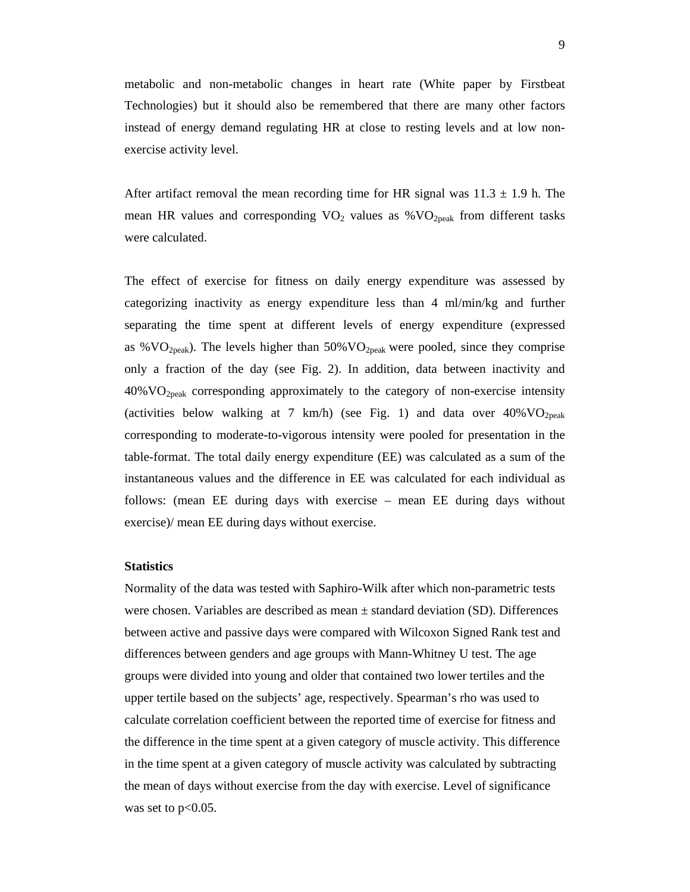metabolic and non-metabolic changes in heart rate (White paper by Firstbeat Technologies) but it should also be remembered that there are many other factors instead of energy demand regulating HR at close to resting levels and at low non-exercise activity level.

After artifact removal the mean recording time for HR signal was 11.3 ± 1.9 h. The mean HR values and corresponding $VO_2$ values as $\%VO_{2peak}$ from different tasks were calculated.

The effect of exercise for fitness on daily energy expenditure was assessed by categorizing inactivity as energy expenditure less than 4 ml/min/kg and further separating the time spent at different levels of energy expenditure (expressed as $\%VO_{2peak}$). The levels higher than $50\%VO_{2peak}$ were pooled, since they comprise only a fraction of the day (see Fig. 2). In addition, data between inactivity and $40\%VO_{2peak}$ corresponding approximately to the category of non-exercise intensity (activities below walking at 7 km/h) (see Fig. 1) and data over $40\%VO_{2peak}$ corresponding to moderate-to-vigorous intensity were pooled for presentation in the table-format. The total daily energy expenditure (EE) was calculated as a sum of the instantaneous values and the difference in EE was calculated for each individual as follows: (mean EE during days with exercise – mean EE during days without exercise)/ mean EE during days without exercise.

**Statistics**

Normality of the data was tested with Saphiro-Wilk after which non-parametric tests were chosen. Variables are described as mean ± standard deviation (SD). Differences between active and passive days were compared with Wilcoxon Signed Rank test and differences between genders and age groups with Mann-Whitney U test. The age groups were divided into young and older that contained two lower tertiles and the upper tertile based on the subjects' age, respectively. Spearman's rho was used to calculate correlation coefficient between the reported time of exercise for fitness and the difference in the time spent at a given category of muscle activity. This difference in the time spent at a given category of muscle activity was calculated by subtracting the mean of days without exercise from the day with exercise. Level of significance was set to $p<0.05$.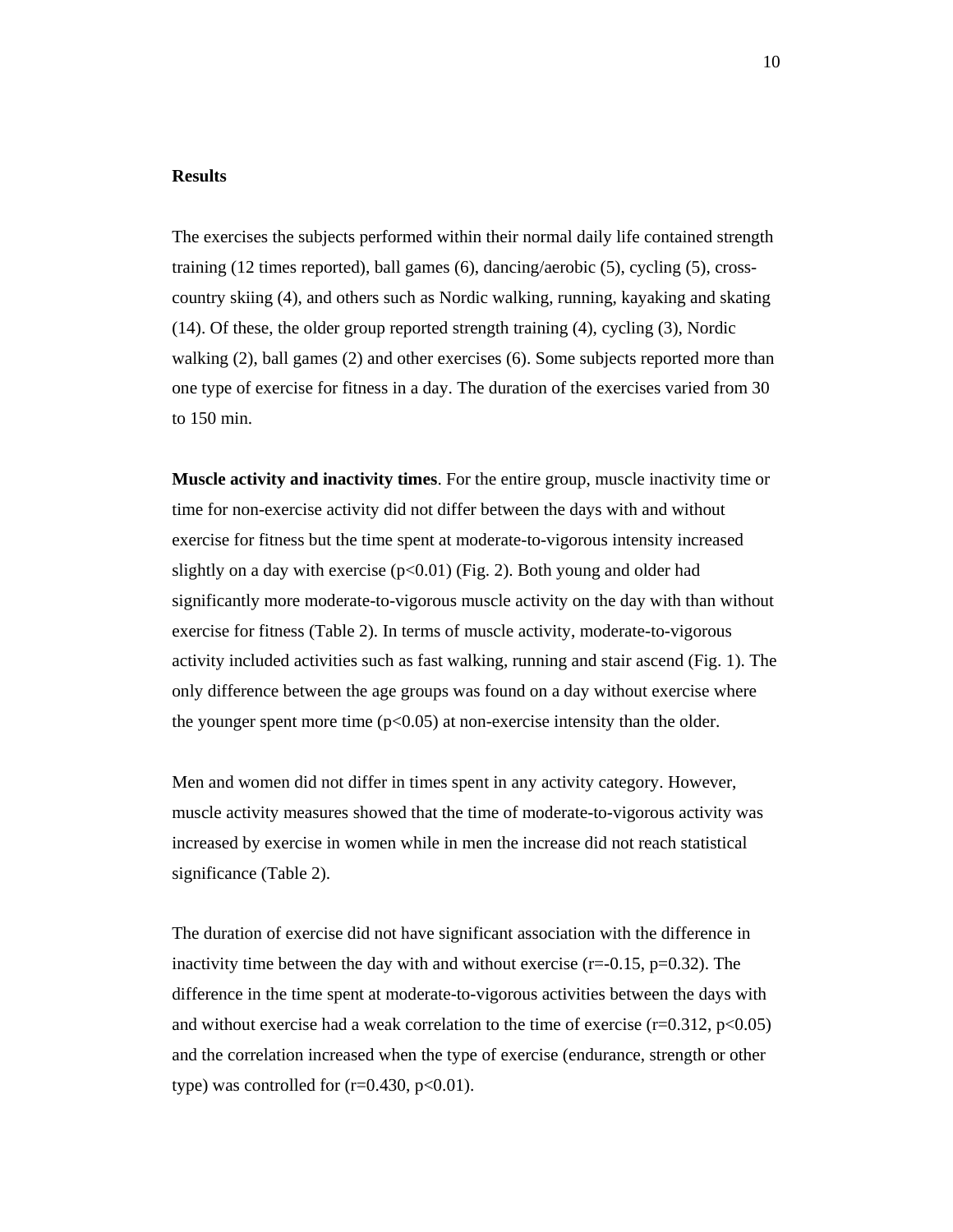## Results

The exercises the subjects performed within their normal daily life contained strength training (12 times reported), ball games (6), dancing/aerobic (5), cycling (5), cross-country skiing (4), and others such as Nordic walking, running, kayaking and skating (14). Of these, the older group reported strength training (4), cycling (3), Nordic walking (2), ball games (2) and other exercises (6). Some subjects reported more than one type of exercise for fitness in a day. The duration of the exercises varied from 30 to 150 min.

**Muscle activity and inactivity times**. For the entire group, muscle inactivity time or time for non-exercise activity did not differ between the days with and without exercise for fitness but the time spent at moderate-to-vigorous intensity increased slightly on a day with exercise ($p<0.01$) (Fig. 2). Both young and older had significantly more moderate-to-vigorous muscle activity on the day with than without exercise for fitness (Table 2). In terms of muscle activity, moderate-to-vigorous activity included activities such as fast walking, running and stair ascend (Fig. 1). The only difference between the age groups was found on a day without exercise where the younger spent more time ($p<0.05$) at non-exercise intensity than the older.

Men and women did not differ in times spent in any activity category. However, muscle activity measures showed that the time of moderate-to-vigorous activity was increased by exercise in women while in men the increase did not reach statistical significance (Table 2).

The duration of exercise did not have significant association with the difference in inactivity time between the day with and without exercise ($r=-0.15$, $p=0.32$). The difference in the time spent at moderate-to-vigorous activities between the days with and without exercise had a weak correlation to the time of exercise ($r=0.312$, $p<0.05$) and the correlation increased when the type of exercise (endurance, strength or other type) was controlled for ($r=0.430$, $p<0.01$).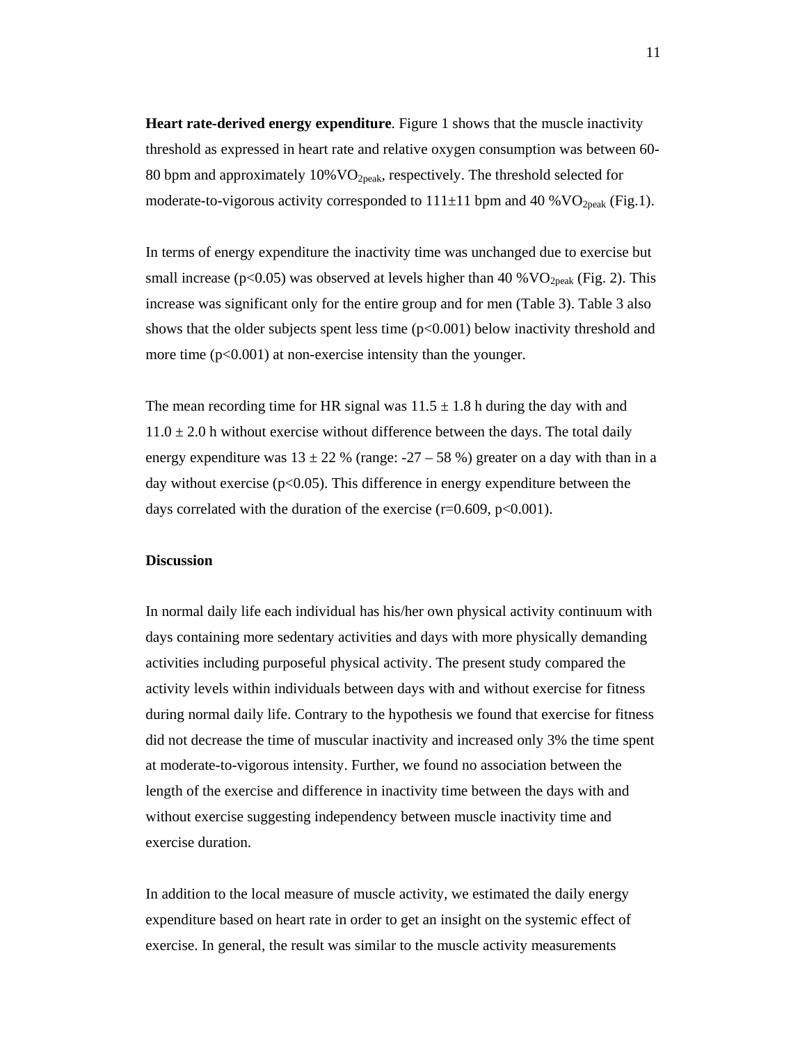**Heart rate-derived energy expenditure**. Figure 1 shows that the muscle inactivity threshold as expressed in heart rate and relative oxygen consumption was between 60-80 bpm and approximately 10%$VO_{2peak}$, respectively. The threshold selected for moderate-to-vigorous activity corresponded to 111±11 bpm and 40 %$VO_{2peak}$ (Fig.1).

In terms of energy expenditure the inactivity time was unchanged due to exercise but small increase ($p<0.05$) was observed at levels higher than 40 %$VO_{2peak}$ (Fig. 2). This increase was significant only for the entire group and for men (Table 3). Table 3 also shows that the older subjects spent less time ($p<0.001$) below inactivity threshold and more time ($p<0.001$) at non-exercise intensity than the younger.

The mean recording time for HR signal was 11.5 ± 1.8 h during the day with and 11.0 ± 2.0 h without exercise without difference between the days. The total daily energy expenditure was 13 ± 22 % (range: -27 – 58 %) greater on a day with than in a day without exercise ($p<0.05$). This difference in energy expenditure between the days correlated with the duration of the exercise ($r=0.609$, $p<0.001$).

## Discussion

In normal daily life each individual has his/her own physical activity continuum with days containing more sedentary activities and days with more physically demanding activities including purposeful physical activity. The present study compared the activity levels within individuals between days with and without exercise for fitness during normal daily life. Contrary to the hypothesis we found that exercise for fitness did not decrease the time of muscular inactivity and increased only 3% the time spent at moderate-to-vigorous intensity. Further, we found no association between the length of the exercise and difference in inactivity time between the days with and without exercise suggesting independency between muscle inactivity time and exercise duration.

In addition to the local measure of muscle activity, we estimated the daily energy expenditure based on heart rate in order to get an insight on the systemic effect of exercise. In general, the result was similar to the muscle activity measurements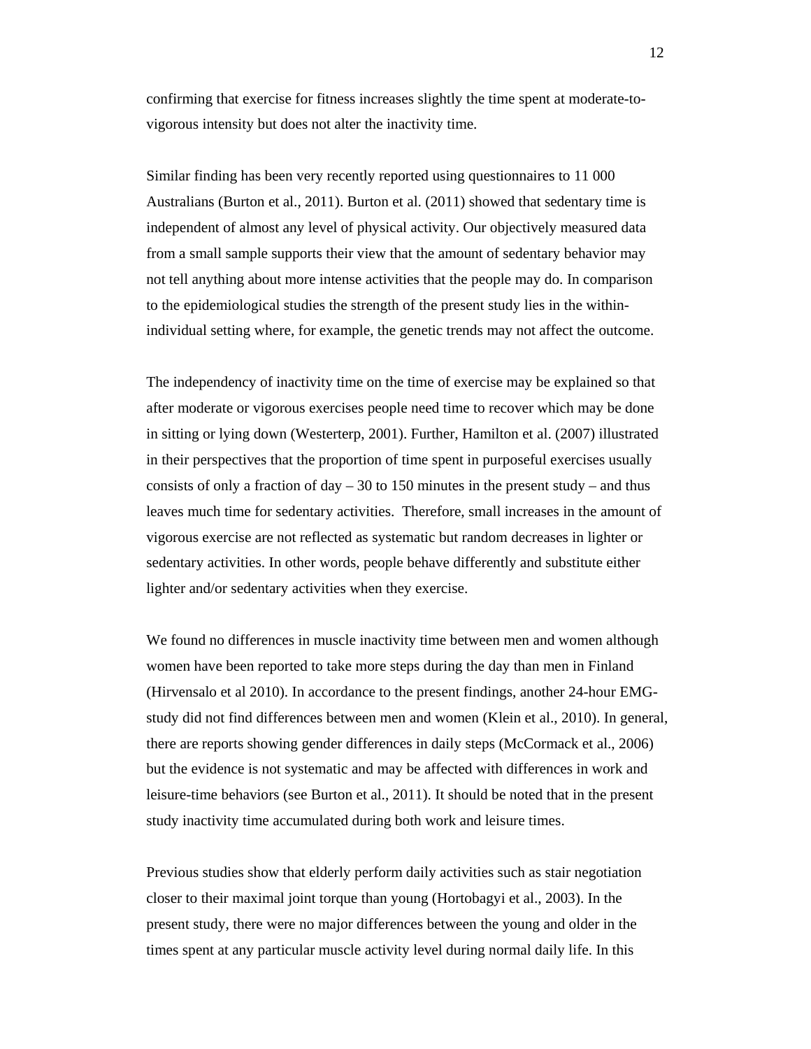confirming that exercise for fitness increases slightly the time spent at moderate-to-vigorous intensity but does not alter the inactivity time.

Similar finding has been very recently reported using questionnaires to 11 000 Australians (Burton et al., 2011). Burton et al. (2011) showed that sedentary time is independent of almost any level of physical activity. Our objectively measured data from a small sample supports their view that the amount of sedentary behavior may not tell anything about more intense activities that the people may do. In comparison to the epidemiological studies the strength of the present study lies in the within-individual setting where, for example, the genetic trends may not affect the outcome.

The independency of inactivity time on the time of exercise may be explained so that after moderate or vigorous exercises people need time to recover which may be done in sitting or lying down (Westerterp, 2001). Further, Hamilton et al. (2007) illustrated in their perspectives that the proportion of time spent in purposeful exercises usually consists of only a fraction of day – 30 to 150 minutes in the present study – and thus leaves much time for sedentary activities. Therefore, small increases in the amount of vigorous exercise are not reflected as systematic but random decreases in lighter or sedentary activities. In other words, people behave differently and substitute either lighter and/or sedentary activities when they exercise.

We found no differences in muscle inactivity time between men and women although women have been reported to take more steps during the day than men in Finland (Hirvensalo et al 2010). In accordance to the present findings, another 24-hour EMG-study did not find differences between men and women (Klein et al., 2010). In general, there are reports showing gender differences in daily steps (McCormack et al., 2006) but the evidence is not systematic and may be affected with differences in work and leisure-time behaviors (see Burton et al., 2011). It should be noted that in the present study inactivity time accumulated during both work and leisure times.

Previous studies show that elderly perform daily activities such as stair negotiation closer to their maximal joint torque than young (Hortobagyi et al., 2003). In the present study, there were no major differences between the young and older in the times spent at any particular muscle activity level during normal daily life. In this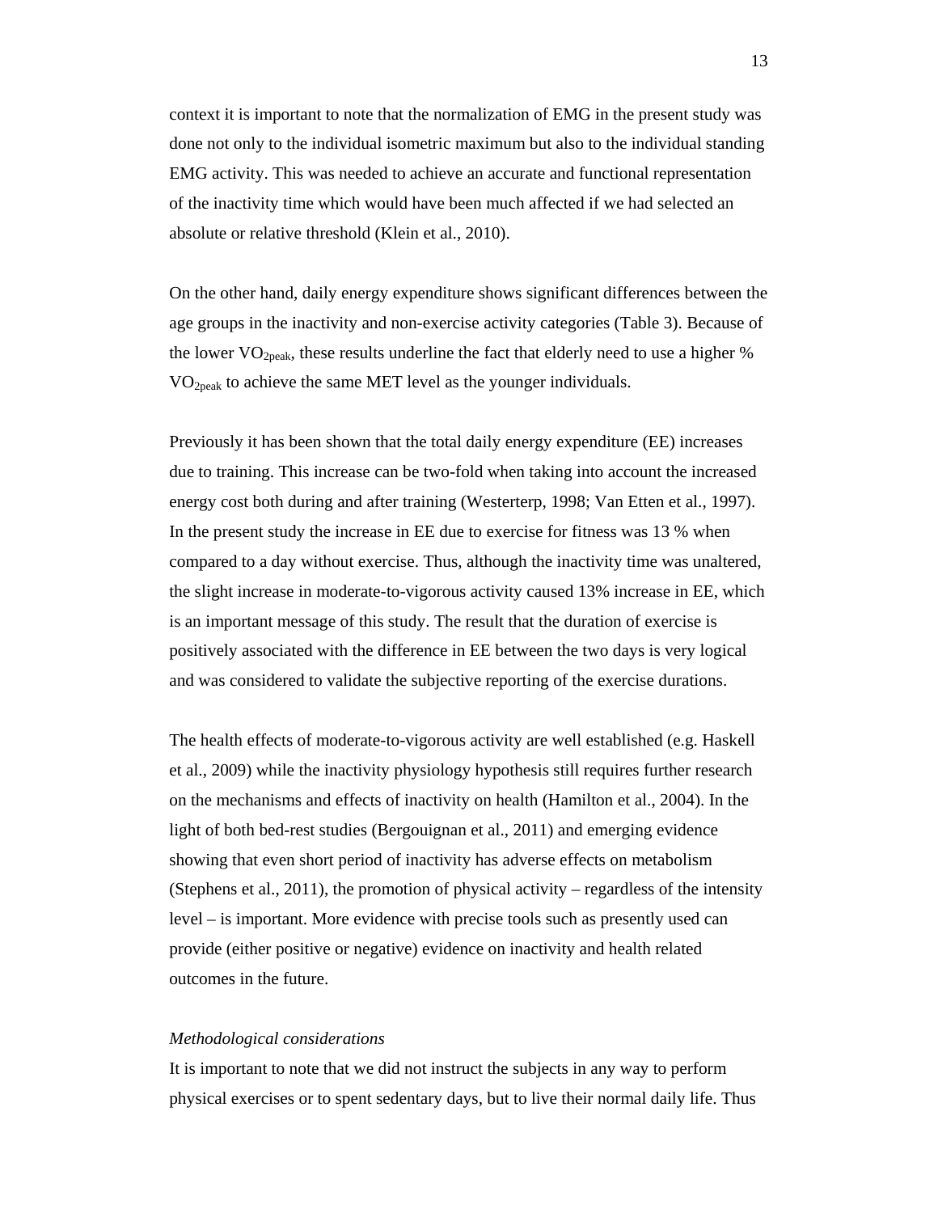context it is important to note that the normalization of EMG in the present study was done not only to the individual isometric maximum but also to the individual standing EMG activity. This was needed to achieve an accurate and functional representation of the inactivity time which would have been much affected if we had selected an absolute or relative threshold (Klein et al., 2010).

On the other hand, daily energy expenditure shows significant differences between the age groups in the inactivity and non-exercise activity categories (Table 3). Because of the lower $VO_{2peak}$, these results underline the fact that elderly need to use a higher % $VO_{2peak}$ to achieve the same MET level as the younger individuals.

Previously it has been shown that the total daily energy expenditure (EE) increases due to training. This increase can be two-fold when taking into account the increased energy cost both during and after training (Westerterp, 1998; Van Etten et al., 1997). In the present study the increase in EE due to exercise for fitness was 13 % when compared to a day without exercise. Thus, although the inactivity time was unaltered, the slight increase in moderate-to-vigorous activity caused 13% increase in EE, which is an important message of this study. The result that the duration of exercise is positively associated with the difference in EE between the two days is very logical and was considered to validate the subjective reporting of the exercise durations.

The health effects of moderate-to-vigorous activity are well established (e.g. Haskell et al., 2009) while the inactivity physiology hypothesis still requires further research on the mechanisms and effects of inactivity on health (Hamilton et al., 2004). In the light of both bed-rest studies (Bergouignan et al., 2011) and emerging evidence showing that even short period of inactivity has adverse effects on metabolism (Stephens et al., 2011), the promotion of physical activity – regardless of the intensity level – is important. More evidence with precise tools such as presently used can provide (either positive or negative) evidence on inactivity and health related outcomes in the future.

*Methodological considerations*

It is important to note that we did not instruct the subjects in any way to perform physical exercises or to spent sedentary days, but to live their normal daily life. Thus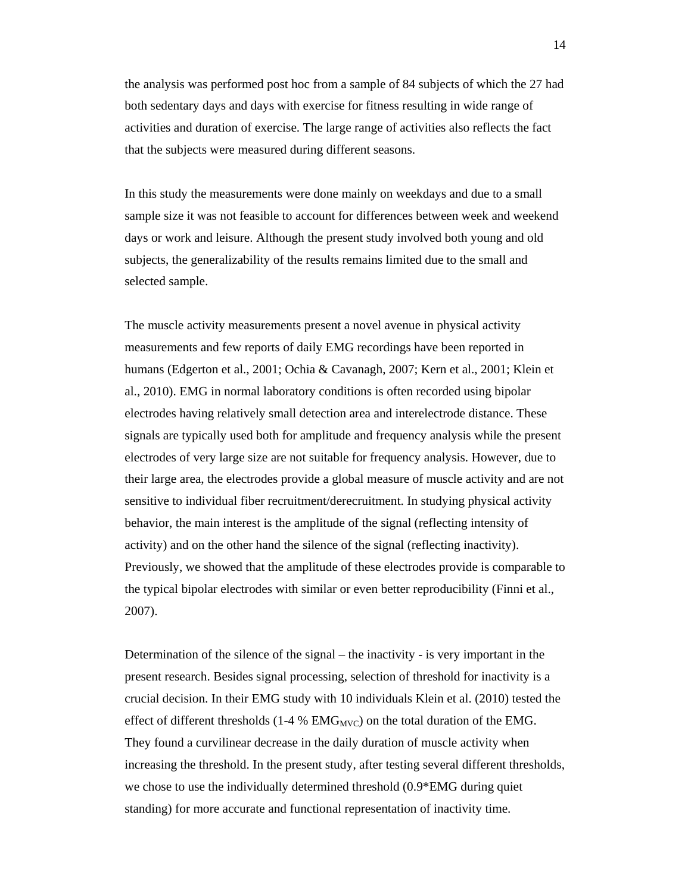the analysis was performed post hoc from a sample of 84 subjects of which the 27 had both sedentary days and days with exercise for fitness resulting in wide range of activities and duration of exercise. The large range of activities also reflects the fact that the subjects were measured during different seasons.

In this study the measurements were done mainly on weekdays and due to a small sample size it was not feasible to account for differences between week and weekend days or work and leisure. Although the present study involved both young and old subjects, the generalizability of the results remains limited due to the small and selected sample.

The muscle activity measurements present a novel avenue in physical activity measurements and few reports of daily EMG recordings have been reported in humans (Edgerton et al., 2001; Ochia & Cavanagh, 2007; Kern et al., 2001; Klein et al., 2010). EMG in normal laboratory conditions is often recorded using bipolar electrodes having relatively small detection area and interelectrode distance. These signals are typically used both for amplitude and frequency analysis while the present electrodes of very large size are not suitable for frequency analysis. However, due to their large area, the electrodes provide a global measure of muscle activity and are not sensitive to individual fiber recruitment/derecruitment. In studying physical activity behavior, the main interest is the amplitude of the signal (reflecting intensity of activity) and on the other hand the silence of the signal (reflecting inactivity). Previously, we showed that the amplitude of these electrodes provide is comparable to the typical bipolar electrodes with similar or even better reproducibility (Finni et al., 2007).

Determination of the silence of the signal – the inactivity - is very important in the present research. Besides signal processing, selection of threshold for inactivity is a crucial decision. In their EMG study with 10 individuals Klein et al. (2010) tested the effect of different thresholds (1-4 % $EMG_{MVC}$) on the total duration of the EMG. They found a curvilinear decrease in the daily duration of muscle activity when increasing the threshold. In the present study, after testing several different thresholds, we chose to use the individually determined threshold (0.9*EMG during quiet standing) for more accurate and functional representation of inactivity time.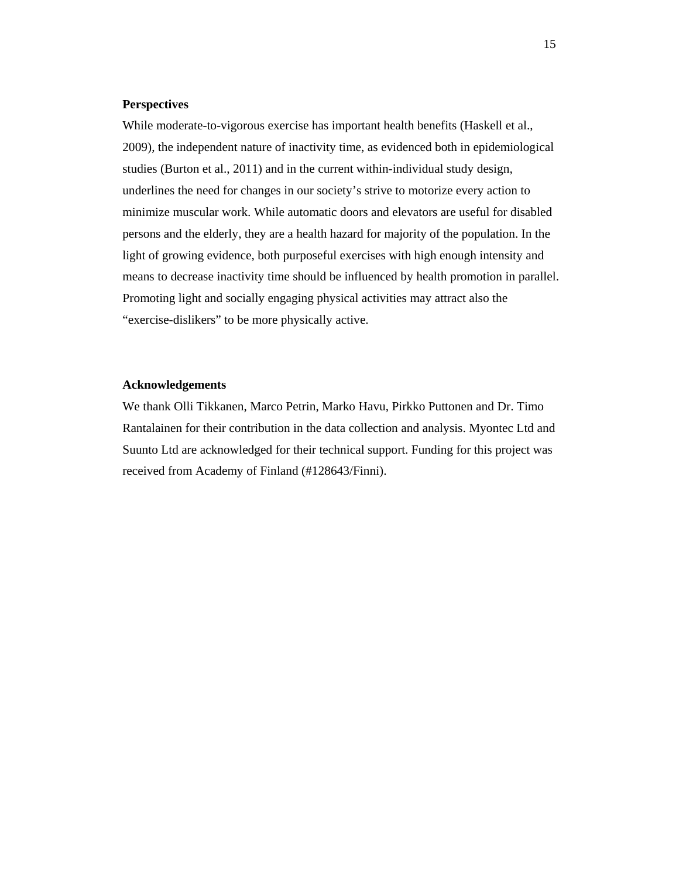**Perspectives**

While moderate-to-vigorous exercise has important health benefits (Haskell et al., 2009), the independent nature of inactivity time, as evidenced both in epidemiological studies (Burton et al., 2011) and in the current within-individual study design, underlines the need for changes in our society's strive to motorize every action to minimize muscular work. While automatic doors and elevators are useful for disabled persons and the elderly, they are a health hazard for majority of the population. In the light of growing evidence, both purposeful exercises with high enough intensity and means to decrease inactivity time should be influenced by health promotion in parallel. Promoting light and socially engaging physical activities may attract also the "exercise-dislikers" to be more physically active.

**Acknowledgements**

We thank Olli Tikkanen, Marco Petrin, Marko Havu, Pirkko Puttonen and Dr. Timo Rantalainen for their contribution in the data collection and analysis. Myontec Ltd and Suunto Ltd are acknowledged for their technical support. Funding for this project was received from Academy of Finland (#128643/Finni).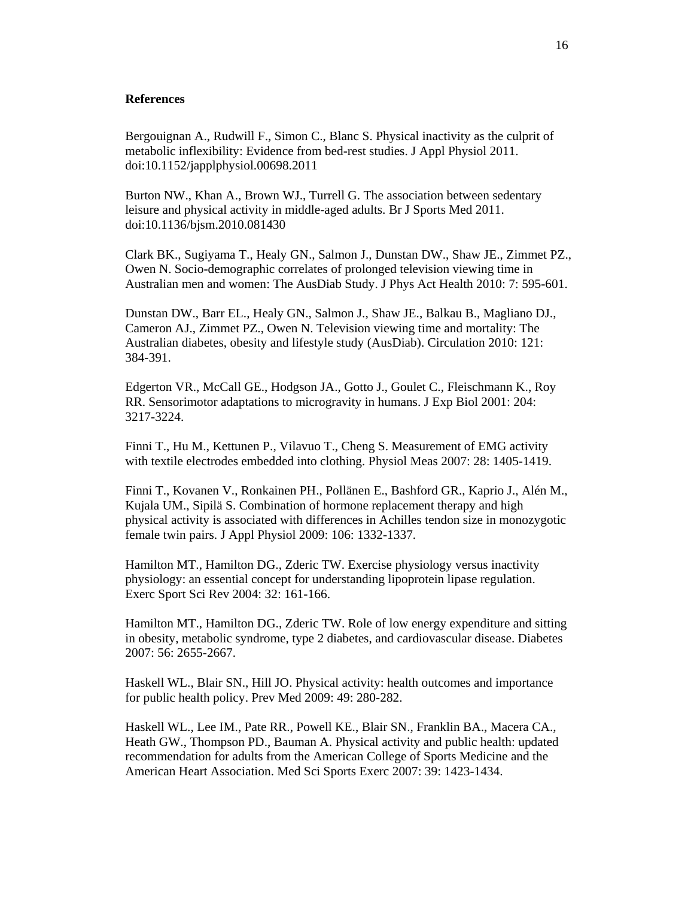**References**

Bergouignan A., Rudwill F., Simon C., Blanc S. Physical inactivity as the culprit of metabolic inflexibility: Evidence from bed-rest studies. J Appl Physiol 2011. doi:10.1152/japplphysiol.00698.2011

Burton NW., Khan A., Brown WJ., Turrell G. The association between sedentary leisure and physical activity in middle-aged adults. Br J Sports Med 2011. doi:10.1136/bjsm.2010.081430

Clark BK., Sugiyama T., Healy GN., Salmon J., Dunstan DW., Shaw JE., Zimmet PZ., Owen N. Socio-demographic correlates of prolonged television viewing time in Australian men and women: The AusDiab Study. J Phys Act Health 2010: 7: 595-601.

Dunstan DW., Barr EL., Healy GN., Salmon J., Shaw JE., Balkau B., Magliano DJ., Cameron AJ., Zimmet PZ., Owen N. Television viewing time and mortality: The Australian diabetes, obesity and lifestyle study (AusDiab). Circulation 2010: 121: 384-391.

Edgerton VR., McCall GE., Hodgson JA., Gotto J., Goulet C., Fleischmann K., Roy RR. Sensorimotor adaptations to microgravity in humans. J Exp Biol 2001: 204: 3217-3224.

Finni T., Hu M., Kettunen P., Vilavuo T., Cheng S. Measurement of EMG activity with textile electrodes embedded into clothing. Physiol Meas 2007: 28: 1405-1419.

Finni T., Kovanen V., Ronkainen PH., Pollänen E., Bashford GR., Kaprio J., Alén M., Kujala UM., Sipilä S. Combination of hormone replacement therapy and high physical activity is associated with differences in Achilles tendon size in monozygotic female twin pairs. J Appl Physiol 2009: 106: 1332-1337.

Hamilton MT., Hamilton DG., Zderic TW. Exercise physiology versus inactivity physiology: an essential concept for understanding lipoprotein lipase regulation. Exerc Sport Sci Rev 2004: 32: 161-166.

Hamilton MT., Hamilton DG., Zderic TW. Role of low energy expenditure and sitting in obesity, metabolic syndrome, type 2 diabetes, and cardiovascular disease. Diabetes 2007: 56: 2655-2667.

Haskell WL., Blair SN., Hill JO. Physical activity: health outcomes and importance for public health policy. Prev Med 2009: 49: 280-282.

Haskell WL., Lee IM., Pate RR., Powell KE., Blair SN., Franklin BA., Macera CA., Heath GW., Thompson PD., Bauman A. Physical activity and public health: updated recommendation for adults from the American College of Sports Medicine and the American Heart Association. Med Sci Sports Exerc 2007: 39: 1423-1434.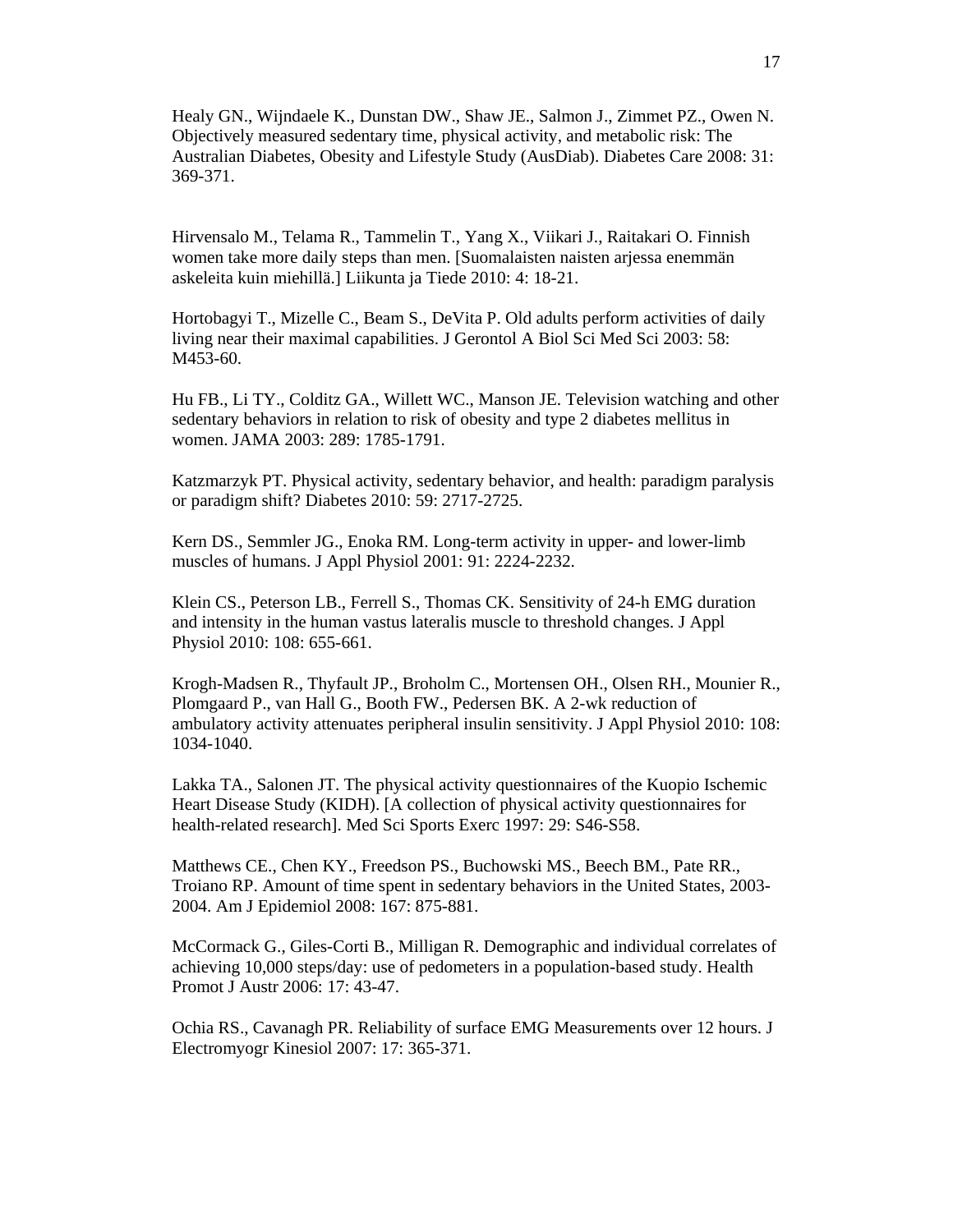Healy GN., Wijndaele K., Dunstan DW., Shaw JE., Salmon J., Zimmet PZ., Owen N. Objectively measured sedentary time, physical activity, and metabolic risk: The Australian Diabetes, Obesity and Lifestyle Study (AusDiab). Diabetes Care 2008: 31: 369-371.

Hirvensalo M., Telama R., Tammelin T., Yang X., Viikari J., Raitakari O. Finnish women take more daily steps than men. [Suomalaisten naisten arjessa enemmän askeleita kuin miehillä.] Liikunta ja Tiede 2010: 4: 18-21.

Hortobagyi T., Mizelle C., Beam S., DeVita P. Old adults perform activities of daily living near their maximal capabilities. J Gerontol A Biol Sci Med Sci 2003: 58: M453-60.

Hu FB., Li TY., Colditz GA., Willett WC., Manson JE. Television watching and other sedentary behaviors in relation to risk of obesity and type 2 diabetes mellitus in women. JAMA 2003: 289: 1785-1791.

Katzmarzyk PT. Physical activity, sedentary behavior, and health: paradigm paralysis or paradigm shift? Diabetes 2010: 59: 2717-2725.

Kern DS., Semmler JG., Enoka RM. Long-term activity in upper- and lower-limb muscles of humans. J Appl Physiol 2001: 91: 2224-2232.

Klein CS., Peterson LB., Ferrell S., Thomas CK. Sensitivity of 24-h EMG duration and intensity in the human vastus lateralis muscle to threshold changes. J Appl Physiol 2010: 108: 655-661.

Krogh-Madsen R., Thyfault JP., Broholm C., Mortensen OH., Olsen RH., Mounier R., Plomgaard P., van Hall G., Booth FW., Pedersen BK. A 2-wk reduction of ambulatory activity attenuates peripheral insulin sensitivity. J Appl Physiol 2010: 108: 1034-1040.

Lakka TA., Salonen JT. The physical activity questionnaires of the Kuopio Ischemic Heart Disease Study (KIDH). [A collection of physical activity questionnaires for health-related research]. Med Sci Sports Exerc 1997: 29: S46-S58.

Matthews CE., Chen KY., Freedson PS., Buchowski MS., Beech BM., Pate RR., Troiano RP. Amount of time spent in sedentary behaviors in the United States, 2003-2004. Am J Epidemiol 2008: 167: 875-881.

McCormack G., Giles-Corti B., Milligan R. Demographic and individual correlates of achieving 10,000 steps/day: use of pedometers in a population-based study. Health Promot J Austr 2006: 17: 43-47.

Ochia RS., Cavanagh PR. Reliability of surface EMG Measurements over 12 hours. J Electromyogr Kinesiol 2007: 17: 365-371.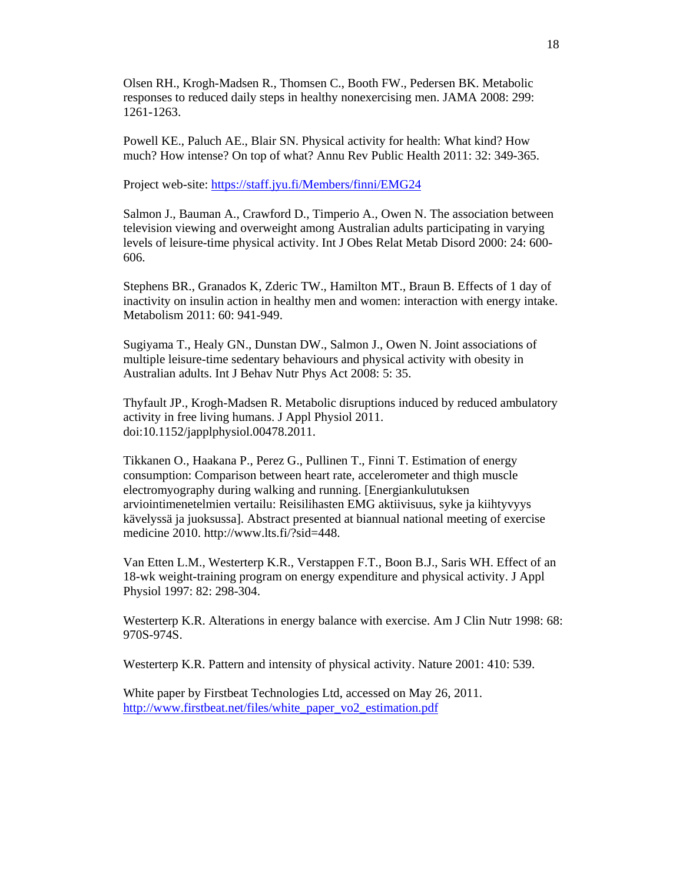Olsen RH., Krogh-Madsen R., Thomsen C., Booth FW., Pedersen BK. Metabolic responses to reduced daily steps in healthy nonexercising men. JAMA 2008: 299: 1261-1263.

Powell KE., Paluch AE., Blair SN. Physical activity for health: What kind? How much? How intense? On top of what? Annu Rev Public Health 2011: 32: 349-365.

Project web-site: https://staff.jyu.fi/Members/finni/EMG24

Salmon J., Bauman A., Crawford D., Timperio A., Owen N. The association between television viewing and overweight among Australian adults participating in varying levels of leisure-time physical activity. Int J Obes Relat Metab Disord 2000: 24: 600-606.

Stephens BR., Granados K, Zderic TW., Hamilton MT., Braun B. Effects of 1 day of inactivity on insulin action in healthy men and women: interaction with energy intake. Metabolism 2011: 60: 941-949.

Sugiyama T., Healy GN., Dunstan DW., Salmon J., Owen N. Joint associations of multiple leisure-time sedentary behaviours and physical activity with obesity in Australian adults. Int J Behav Nutr Phys Act 2008: 5: 35.

Thyfault JP., Krogh-Madsen R. Metabolic disruptions induced by reduced ambulatory activity in free living humans. J Appl Physiol 2011. doi:10.1152/japplphysiol.00478.2011.

Tikkanen O., Haakana P., Perez G., Pullinen T., Finni T. Estimation of energy consumption: Comparison between heart rate, accelerometer and thigh muscle electromyography during walking and running. [Energiankulutuksen arviointimenetelmien vertailu: Reisilihasten EMG aktiivisuus, syke ja kiihtyvyys kävelyssä ja juoksussa]. Abstract presented at biannual national meeting of exercise medicine 2010. http://www.lts.fi/?sid=448.

Van Etten L.M., Westerterp K.R., Verstappen F.T., Boon B.J., Saris WH. Effect of an 18-wk weight-training program on energy expenditure and physical activity. J Appl Physiol 1997: 82: 298-304.

Westerterp K.R. Alterations in energy balance with exercise. Am J Clin Nutr 1998: 68: 970S-974S.

Westerterp K.R. Pattern and intensity of physical activity. Nature 2001: 410: 539.

White paper by Firstbeat Technologies Ltd, accessed on May 26, 2011. http://www.firstbeat.net/files/white_paper_vo2_estimation.pdf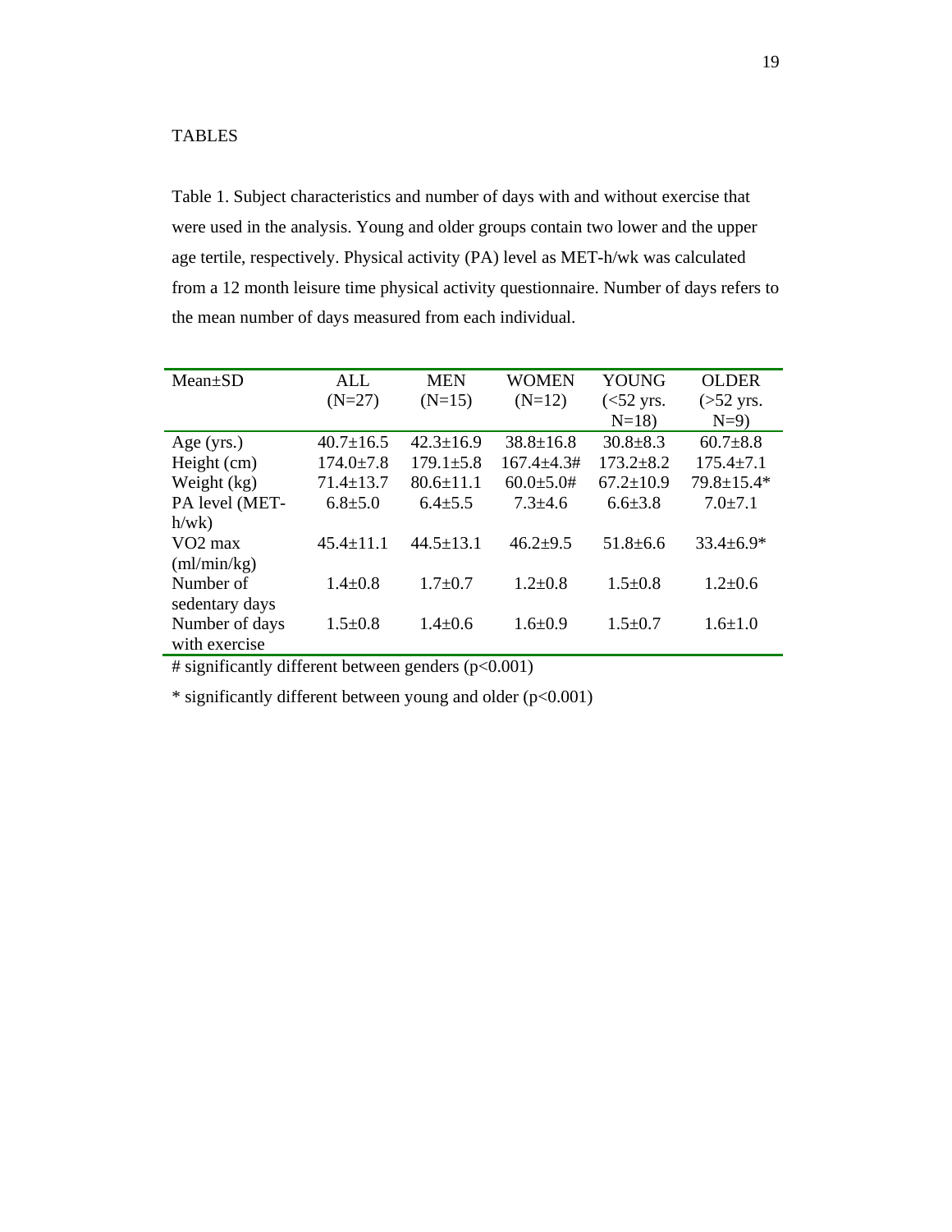TABLES

Table 1. Subject characteristics and number of days with and without exercise that were used in the analysis. Young and older groups contain two lower and the upper age tertile, respectively. Physical activity (PA) level as MET-h/wk was calculated from a 12 month leisure time physical activity questionnaire. Number of days refers to the mean number of days measured from each individual.

| Mean±SD | ALL (N=27) | MEN (N=15) | WOMEN (N=12) | YOUNG (<52 yrs. N=18) | OLDER (>52 yrs. N=9) |
|---|---|---|---|---|---|
| Age (yrs.) | 40.7±16.5 | 42.3±16.9 | 38.8±16.8 | 30.8±8.3 | 60.7±8.8 |
| Height (cm) | 174.0±7.8 | 179.1±5.8 | 167.4±4.3# | 173.2±8.2 | 175.4±7.1 |
| Weight (kg) | 71.4±13.7 | 80.6±11.1 | 60.0±5.0# | 67.2±10.9 | 79.8±15.4* |
| PA level (MET-h/wk) | 6.8±5.0 | 6.4±5.5 | 7.3±4.6 | 6.6±3.8 | 7.0±7.1 |
| VO2 max (ml/min/kg) | 45.4±11.1 | 44.5±13.1 | 46.2±9.5 | 51.8±6.6 | 33.4±6.9* |
| Number of sedentary days | 1.4±0.8 | 1.7±0.7 | 1.2±0.8 | 1.5±0.8 | 1.2±0.6 |
| Number of days with exercise | 1.5±0.8 | 1.4±0.6 | 1.6±0.9 | 1.5±0.7 | 1.6±1.0 |

# significantly different between genders ($p<0.001$)

* significantly different between young and older ($p<0.001$)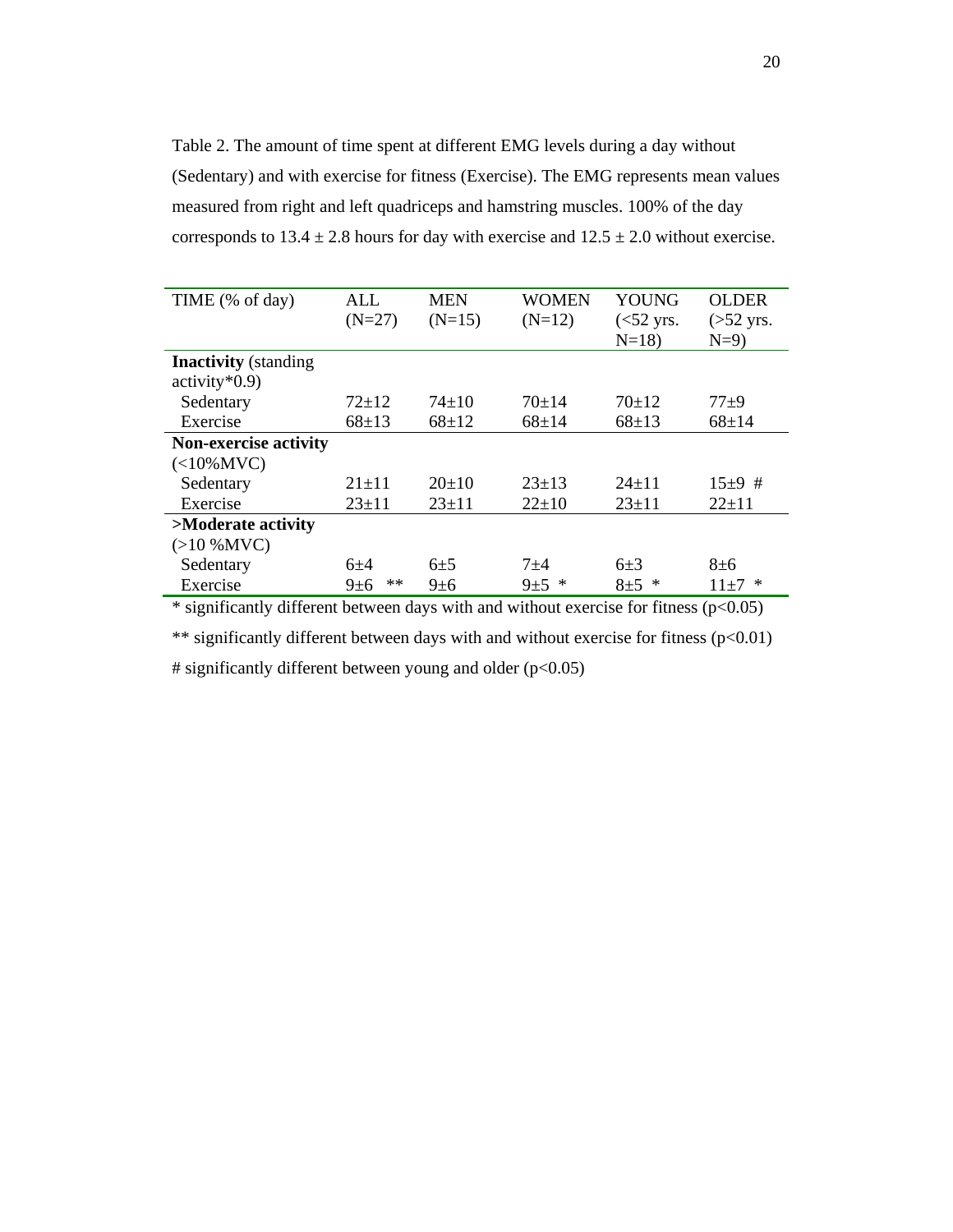Table 2. The amount of time spent at different EMG levels during a day without (Sedentary) and with exercise for fitness (Exercise). The EMG represents mean values measured from right and left quadriceps and hamstring muscles. 100% of the day corresponds to 13.4 ± 2.8 hours for day with exercise and 12.5 ± 2.0 without exercise.

| TIME (% of day) | ALL (N=27) | MEN (N=15) | WOMEN (N=12) | YOUNG (<52 yrs. N=18) | OLDER (>52 yrs. N=9) |
|---|---|---|---|---|---|
| **Inactivity** (standing activity*0.9) | | | | | |
| Sedentary | 72±12 | 74±10 | 70±14 | 70±12 | 77±9 |
| Exercise | 68±13 | 68±12 | 68±14 | 68±13 | 68±14 |
| **Non-exercise activity** (<10%MVC) | | | | | |
| Sedentary | 21±11 | 20±10 | 23±13 | 24±11 | 15±9 # |
| Exercise | 23±11 | 23±11 | 22±10 | 23±11 | 22±11 |
| **>Moderate activity** (>10 %MVC) | | | | | |
| Sedentary | 6±4 | 6±5 | 7±4 | 6±3 | 8±6 |
| Exercise | 9±6 ** | 9±6 | 9±5 * | 8±5 * | 11±7 * |

* significantly different between days with and without exercise for fitness ($p<0.05$)

** significantly different between days with and without exercise for fitness ($p<0.01$)

# significantly different between young and older ($p<0.05$)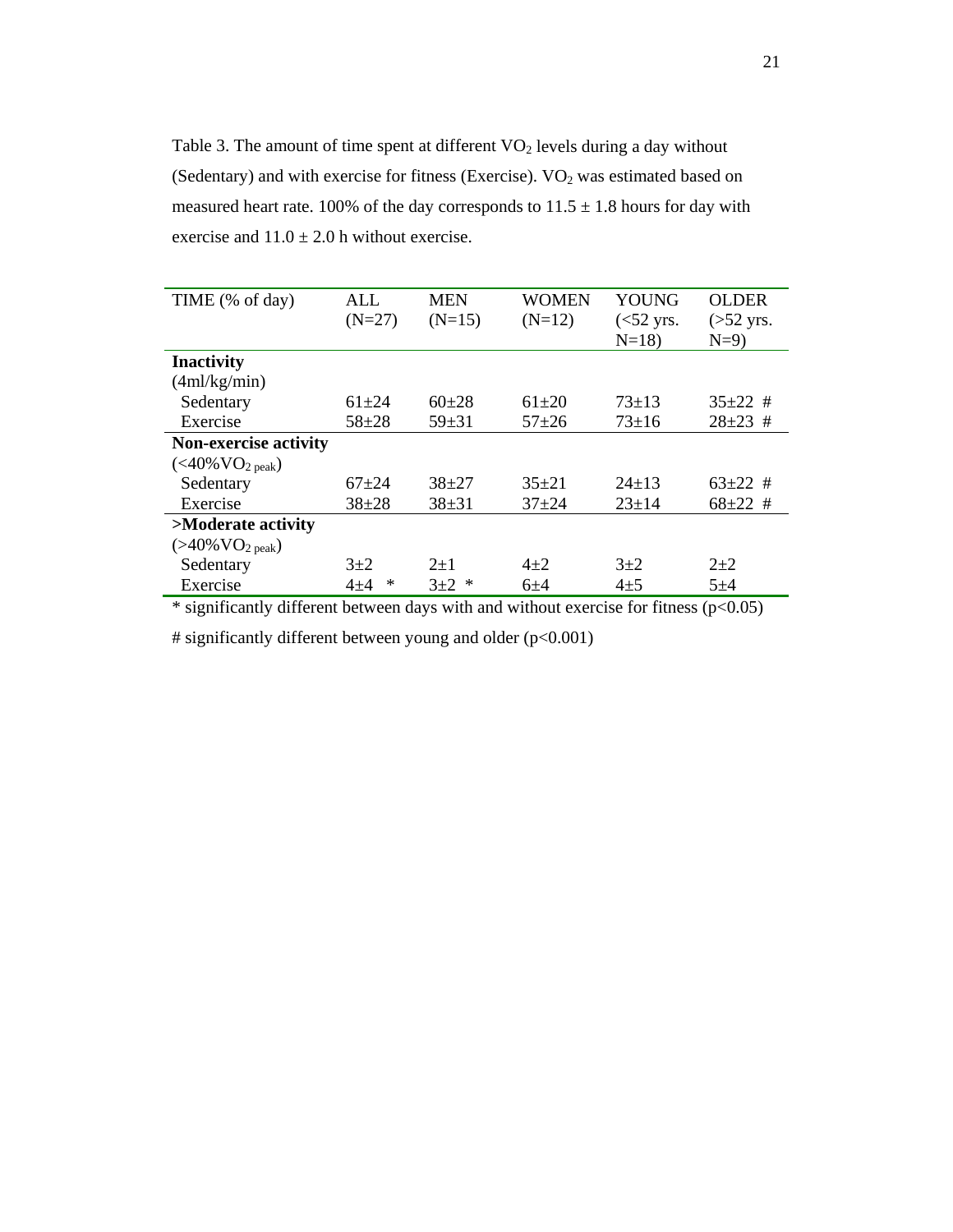Table 3. The amount of time spent at different $VO_2$ levels during a day without (Sedentary) and with exercise for fitness (Exercise). $VO_2$ was estimated based on measured heart rate. 100% of the day corresponds to 11.5 ± 1.8 hours for day with exercise and 11.0 ± 2.0 h without exercise.

| TIME (% of day) | ALL (N=27) | MEN (N=15) | WOMEN (N=12) | YOUNG (<52 yrs. N=18) | OLDER (>52 yrs. N=9) |
|---|---|---|---|---|---|
| **Inactivity** (4ml/kg/min) | | | | | |
| Sedentary | 61±24 | 60±28 | 61±20 | 73±13 | 35±22 # |
| Exercise | 58±28 | 59±31 | 57±26 | 73±16 | 28±23 # |
| **Non-exercise activity** (<40%$VO_{2\ peak}$) | | | | | |
| Sedentary | 67±24 | 38±27 | 35±21 | 24±13 | 63±22 # |
| Exercise | 38±28 | 38±31 | 37±24 | 23±14 | 68±22 # |
| **>Moderate activity** (>40%$VO_{2\ peak}$) | | | | | |
| Sedentary | 3±2 | 2±1 | 4±2 | 3±2 | 2±2 |
| Exercise | 4±4 * | 3±2 * | 6±4 | 4±5 | 5±4 |

* significantly different between days with and without exercise for fitness ($p<0.05$)

# significantly different between young and older ($p<0.001$)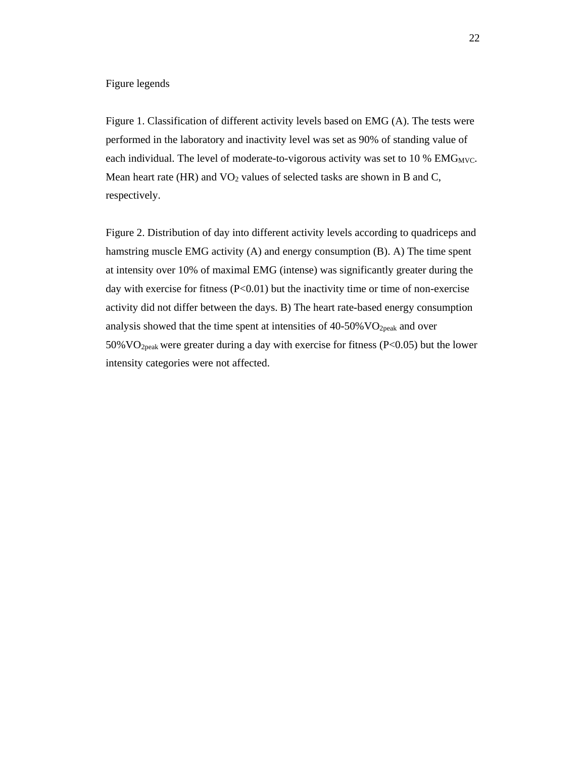Figure legends

Figure 1. Classification of different activity levels based on EMG (A). The tests were performed in the laboratory and inactivity level was set as 90% of standing value of each individual. The level of moderate-to-vigorous activity was set to 10 % $EMG_{MVC}$. Mean heart rate (HR) and $VO_2$ values of selected tasks are shown in B and C, respectively.

Figure 2. Distribution of day into different activity levels according to quadriceps and hamstring muscle EMG activity (A) and energy consumption (B). A) The time spent at intensity over 10% of maximal EMG (intense) was significantly greater during the day with exercise for fitness ($P<0.01$) but the inactivity time or time of non-exercise activity did not differ between the days. B) The heart rate-based energy consumption analysis showed that the time spent at intensities of 40-50%$VO_{2peak}$ and over 50%$VO_{2peak}$ were greater during a day with exercise for fitness ($P<0.05$) but the lower intensity categories were not affected.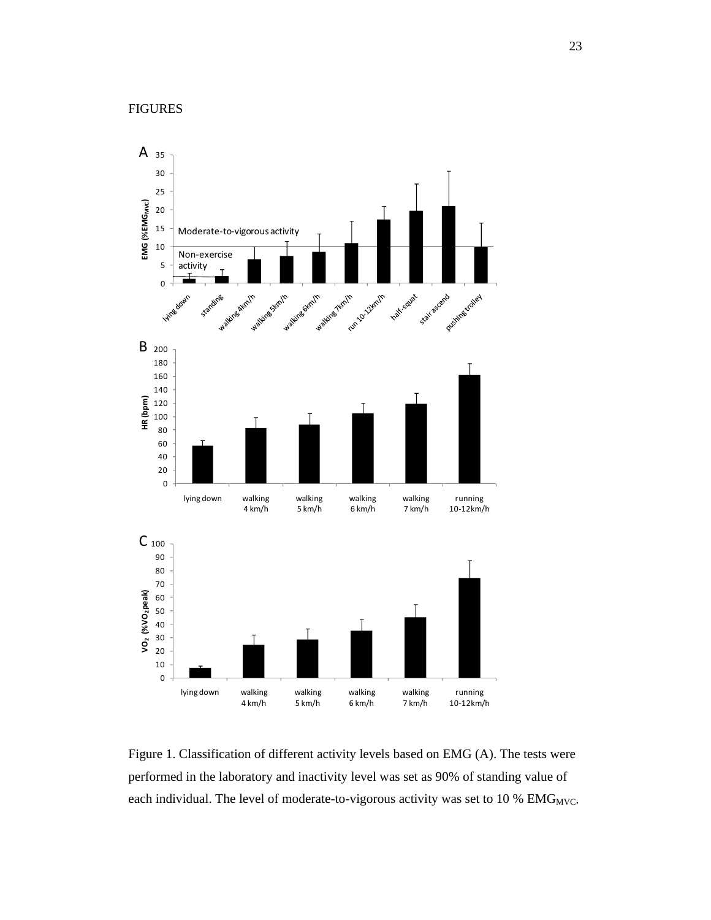FIGURES

Figure 1. Classification of different activity levels based on EMG (A). The tests were performed in the laboratory and inactivity level was set as 90% of standing value of each individual. The level of moderate-to-vigorous activity was set to 10 % $EMG_{MVC}$.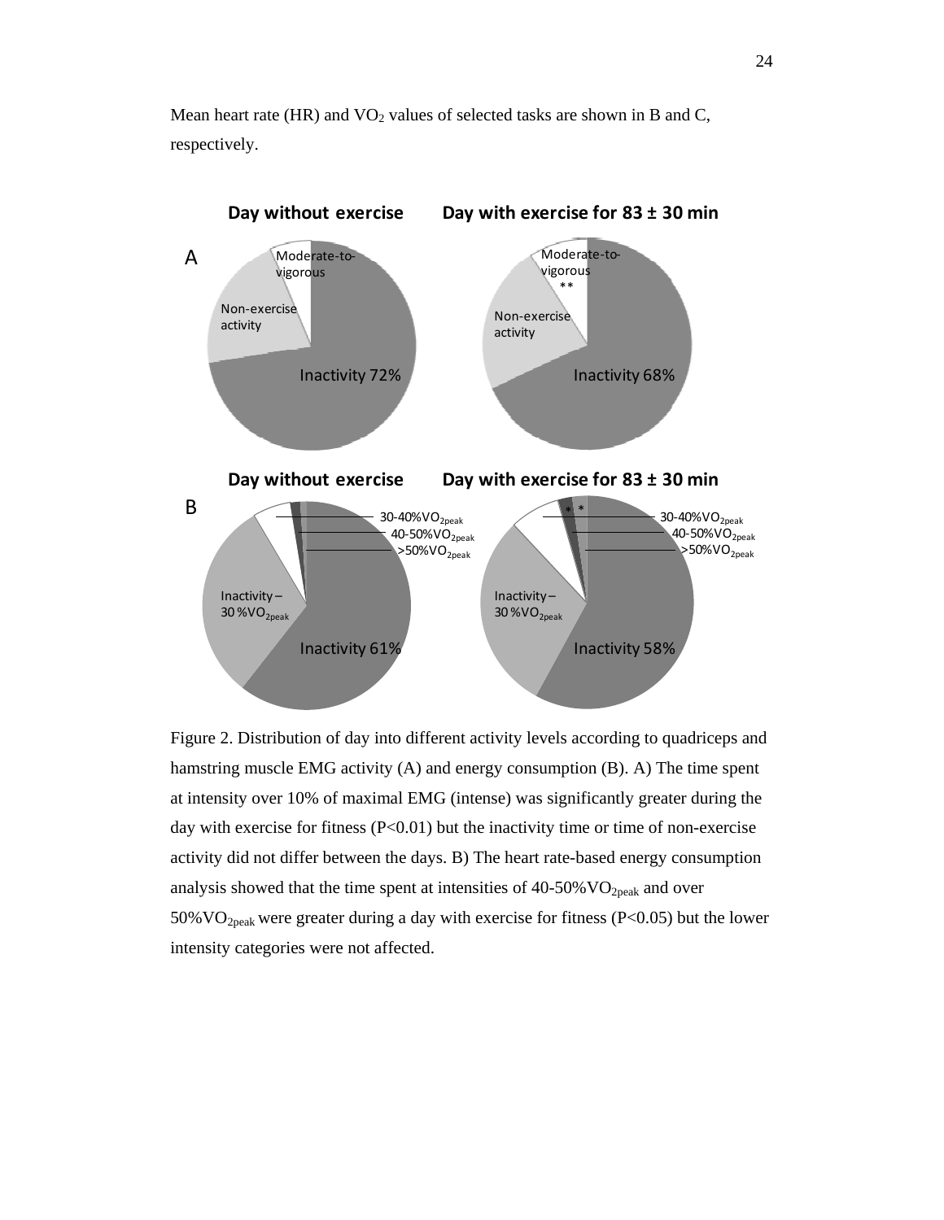Mean heart rate (HR) and $VO_2$ values of selected tasks are shown in B and C, respectively.

**Day without exercise**

**Day with exercise for 83 ± 30 min**

A

Moderate-to-vigorous

Non-exercise activity

Inactivity 72%

Moderate-to-vigorous **

Non-exercise activity

Inactivity 68%

**Day without exercise**

**Day with exercise for 83 ± 30 min**

B

30-40%$VO_{2peak}$

40-50%$VO_{2peak}$

>50%$VO_{2peak}$

Inactivity – 30 %$VO_{2peak}$

Inactivity 61%

* *

30-40%$VO_{2peak}$

40-50%$VO_{2peak}$

>50%$VO_{2peak}$

Inactivity – 30 %$VO_{2peak}$

Inactivity 58%

Figure 2. Distribution of day into different activity levels according to quadriceps and hamstring muscle EMG activity (A) and energy consumption (B). A) The time spent at intensity over 10% of maximal EMG (intense) was significantly greater during the day with exercise for fitness (P<0.01) but the inactivity time or time of non-exercise activity did not differ between the days. B) The heart rate-based energy consumption analysis showed that the time spent at intensities of 40-50%$VO_{2peak}$ and over 50%$VO_{2peak}$ were greater during a day with exercise for fitness (P<0.05) but the lower intensity categories were not affected.